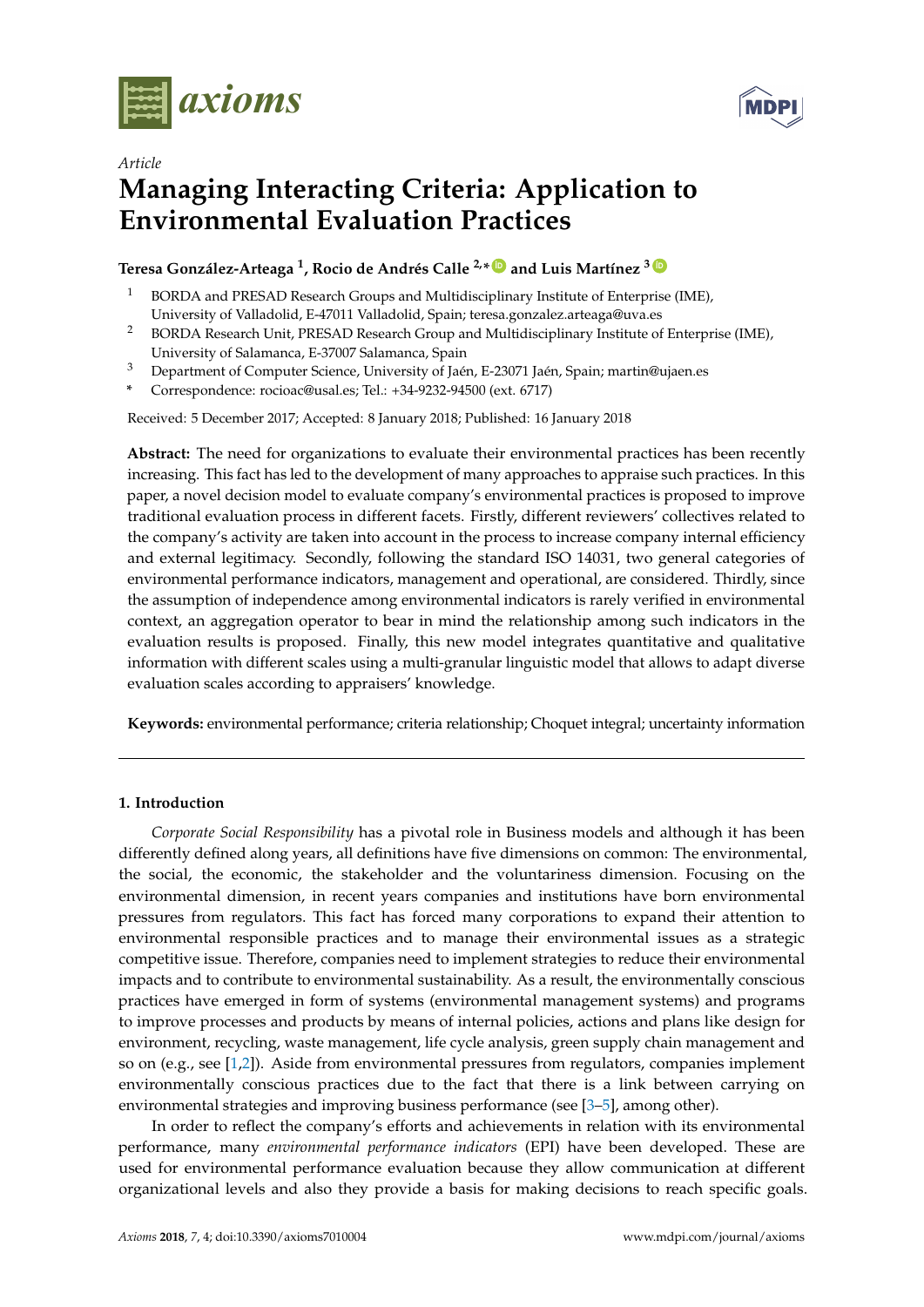*Article*

# Managing Interacting Criteria: Application to Environmental Evaluation Practices

**Teresa González-Arteaga [1], Rocio de Andrés Calle [2,*] and Luis Martínez [3]**

[1] BORDA and PRESAD Research Groups and Multidisciplinary Institute of Enterprise (IME), University of Valladolid, E-47011 Valladolid, Spain; teresa.gonzalez.arteaga@uva.es

[2] BORDA Research Unit, PRESAD Research Group and Multidisciplinary Institute of Enterprise (IME), University of Salamanca, E-37007 Salamanca, Spain

[3] Department of Computer Science, University of Jaén, E-23071 Jaén, Spain; martin@ujaen.es

\* Correspondence: rocioac@usal.es; Tel.: +34-9232-94500 (ext. 6717)

Received: 5 December 2017; Accepted: 8 January 2018; Published: 16 January 2018

**Abstract:** The need for organizations to evaluate their environmental practices has been recently increasing. This fact has led to the development of many approaches to appraise such practices. In this paper, a novel decision model to evaluate company's environmental practices is proposed to improve traditional evaluation process in different facets. Firstly, different reviewers' collectives related to the company's activity are taken into account in the process to increase company internal efficiency and external legitimacy. Secondly, following the standard ISO 14031, two general categories of environmental performance indicators, management and operational, are considered. Thirdly, since the assumption of independence among environmental indicators is rarely verified in environmental context, an aggregation operator to bear in mind the relationship among such indicators in the evaluation results is proposed. Finally, this new model integrates quantitative and qualitative information with different scales using a multi-granular linguistic model that allows to adapt diverse evaluation scales according to appraisers' knowledge.

**Keywords:** environmental performance; criteria relationship; Choquet integral; uncertainty information

## 1. Introduction

*Corporate Social Responsibility* has a pivotal role in Business models and although it has been differently defined along years, all definitions have five dimensions on common: The environmental, the social, the economic, the stakeholder and the voluntariness dimension. Focusing on the environmental dimension, in recent years companies and institutions have born environmental pressures from regulators. This fact has forced many corporations to expand their attention to environmental responsible practices and to manage their environmental issues as a strategic competitive issue. Therefore, companies need to implement strategies to reduce their environmental impacts and to contribute to environmental sustainability. As a result, the environmentally conscious practices have emerged in form of systems (environmental management systems) and programs to improve processes and products by means of internal policies, actions and plans like design for environment, recycling, waste management, life cycle analysis, green supply chain management and so on (e.g., see [1,2]). Aside from environmental pressures from regulators, companies implement environmentally conscious practices due to the fact that there is a link between carrying on environmental strategies and improving business performance (see [3–5], among other).

In order to reflect the company's efforts and achievements in relation with its environmental performance, many *environmental performance indicators* (EPI) have been developed. These are used for environmental performance evaluation because they allow communication at different organizational levels and also they provide a basis for making decisions to reach specific goals.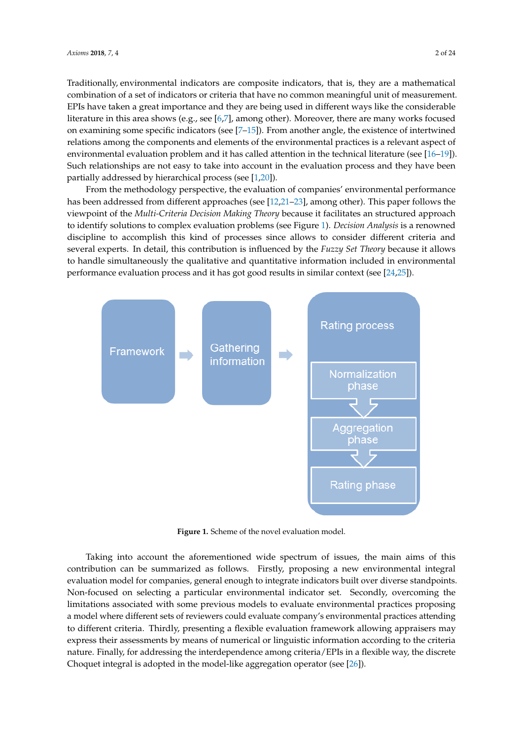Traditionally, environmental indicators are composite indicators, that is, they are a mathematical combination of a set of indicators or criteria that have no common meaningful unit of measurement. EPIs have taken a great importance and they are being used in different ways like the considerable literature in this area shows (e.g., see [6,7], among other). Moreover, there are many works focused on examining some specific indicators (see [7–15]). From another angle, the existence of intertwined relations among the components and elements of the environmental practices is a relevant aspect of environmental evaluation problem and it has called attention in the technical literature (see [16–19]). Such relationships are not easy to take into account in the evaluation process and they have been partially addressed by hierarchical process (see [1,20]).

From the methodology perspective, the evaluation of companies' environmental performance has been addressed from different approaches (see [12,21–23], among other). This paper follows the viewpoint of the *Multi-Criteria Decision Making Theory* because it facilitates an structured approach to identify solutions to complex evaluation problems (see Figure 1). *Decision Analysis* is a renowned discipline to accomplish this kind of processes since allows to consider different criteria and several experts. In detail, this contribution is influenced by the *Fuzzy Set Theory* because it allows to handle simultaneously the qualitative and quantitative information included in environmental performance evaluation process and it has got good results in similar context (see [24,25]).

Framework → Gathering information → Rating process (Normalization phase → Aggregation phase → Rating phase)

**Figure 1.** Scheme of the novel evaluation model.

Taking into account the aforementioned wide spectrum of issues, the main aims of this contribution can be summarized as follows. Firstly, proposing a new environmental integral evaluation model for companies, general enough to integrate indicators built over diverse standpoints. Non-focused on selecting a particular environmental indicator set. Secondly, overcoming the limitations associated with some previous models to evaluate environmental practices proposing a model where different sets of reviewers could evaluate company's environmental practices attending to different criteria. Thirdly, presenting a flexible evaluation framework allowing appraisers may express their assessments by means of numerical or linguistic information according to the criteria nature. Finally, for addressing the interdependence among criteria/EPIs in a flexible way, the discrete Choquet integral is adopted in the model-like aggregation operator (see [26]).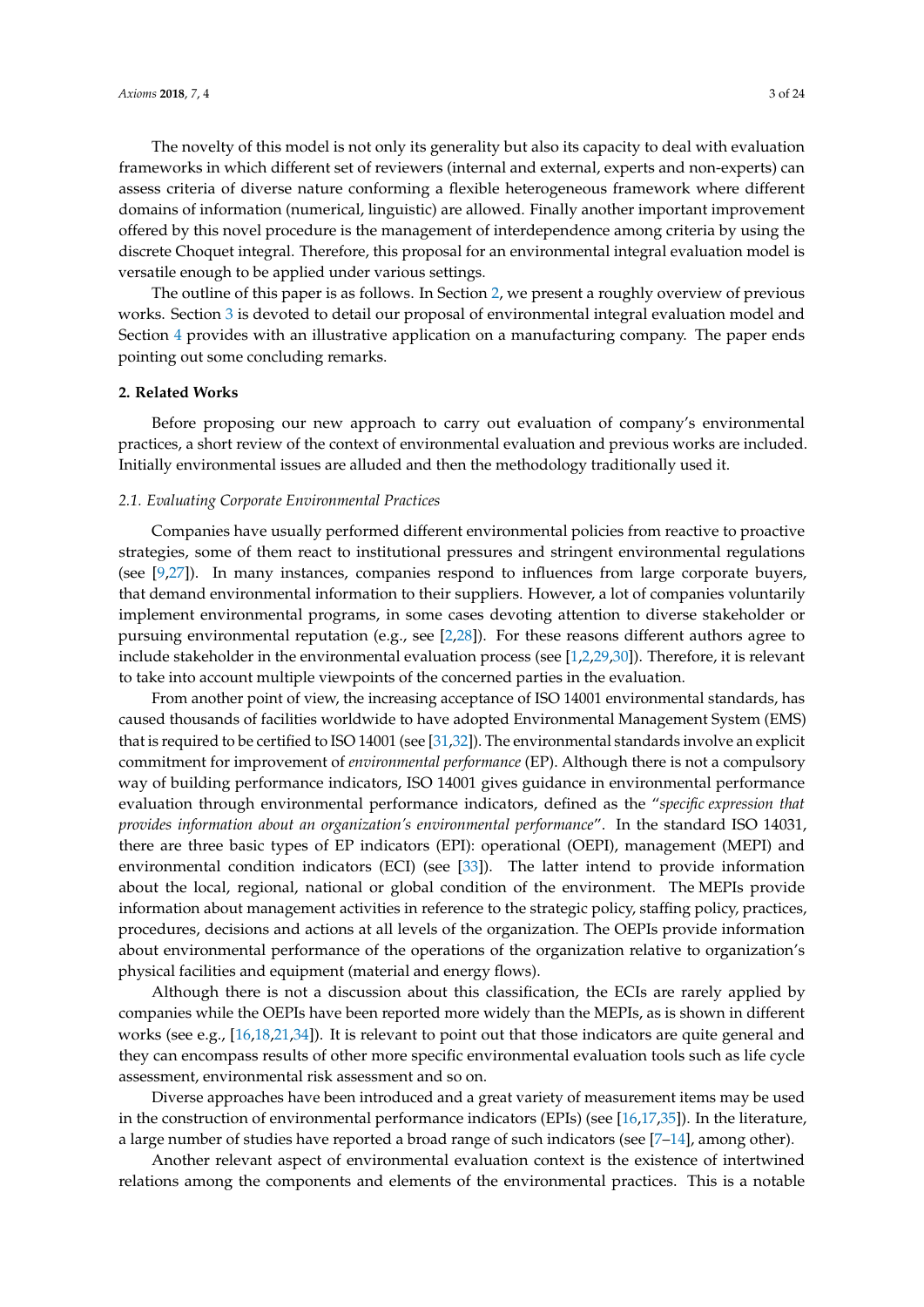The novelty of this model is not only its generality but also its capacity to deal with evaluation frameworks in which different set of reviewers (internal and external, experts and non-experts) can assess criteria of diverse nature conforming a flexible heterogeneous framework where different domains of information (numerical, linguistic) are allowed. Finally another important improvement offered by this novel procedure is the management of interdependence among criteria by using the discrete Choquet integral. Therefore, this proposal for an environmental integral evaluation model is versatile enough to be applied under various settings.

The outline of this paper is as follows. In Section 2, we present a roughly overview of previous works. Section 3 is devoted to detail our proposal of environmental integral evaluation model and Section 4 provides with an illustrative application on a manufacturing company. The paper ends pointing out some concluding remarks.

## 2. Related Works

Before proposing our new approach to carry out evaluation of company's environmental practices, a short review of the context of environmental evaluation and previous works are included. Initially environmental issues are alluded and then the methodology traditionally used it.

### 2.1. Evaluating Corporate Environmental Practices

Companies have usually performed different environmental policies from reactive to proactive strategies, some of them react to institutional pressures and stringent environmental regulations (see [9,27]). In many instances, companies respond to influences from large corporate buyers, that demand environmental information to their suppliers. However, a lot of companies voluntarily implement environmental programs, in some cases devoting attention to diverse stakeholder or pursuing environmental reputation (e.g., see [2,28]). For these reasons different authors agree to include stakeholder in the environmental evaluation process (see [1,2,29,30]). Therefore, it is relevant to take into account multiple viewpoints of the concerned parties in the evaluation.

From another point of view, the increasing acceptance of ISO 14001 environmental standards, has caused thousands of facilities worldwide to have adopted Environmental Management System (EMS) that is required to be certified to ISO 14001 (see [31,32]). The environmental standards involve an explicit commitment for improvement of *environmental performance* (EP). Although there is not a compulsory way of building performance indicators, ISO 14001 gives guidance in environmental performance evaluation through environmental performance indicators, defined as the "*specific expression that provides information about an organization's environmental performance*". In the standard ISO 14031, there are three basic types of EP indicators (EPI): operational (OEPI), management (MEPI) and environmental condition indicators (ECI) (see [33]). The latter intend to provide information about the local, regional, national or global condition of the environment. The MEPIs provide information about management activities in reference to the strategic policy, staffing policy, practices, procedures, decisions and actions at all levels of the organization. The OEPIs provide information about environmental performance of the operations of the organization relative to organization's physical facilities and equipment (material and energy flows).

Although there is not a discussion about this classification, the ECIs are rarely applied by companies while the OEPIs have been reported more widely than the MEPIs, as is shown in different works (see e.g., [16,18,21,34]). It is relevant to point out that those indicators are quite general and they can encompass results of other more specific environmental evaluation tools such as life cycle assessment, environmental risk assessment and so on.

Diverse approaches have been introduced and a great variety of measurement items may be used in the construction of environmental performance indicators (EPIs) (see [16,17,35]). In the literature, a large number of studies have reported a broad range of such indicators (see [7–14], among other).

Another relevant aspect of environmental evaluation context is the existence of intertwined relations among the components and elements of the environmental practices. This is a notable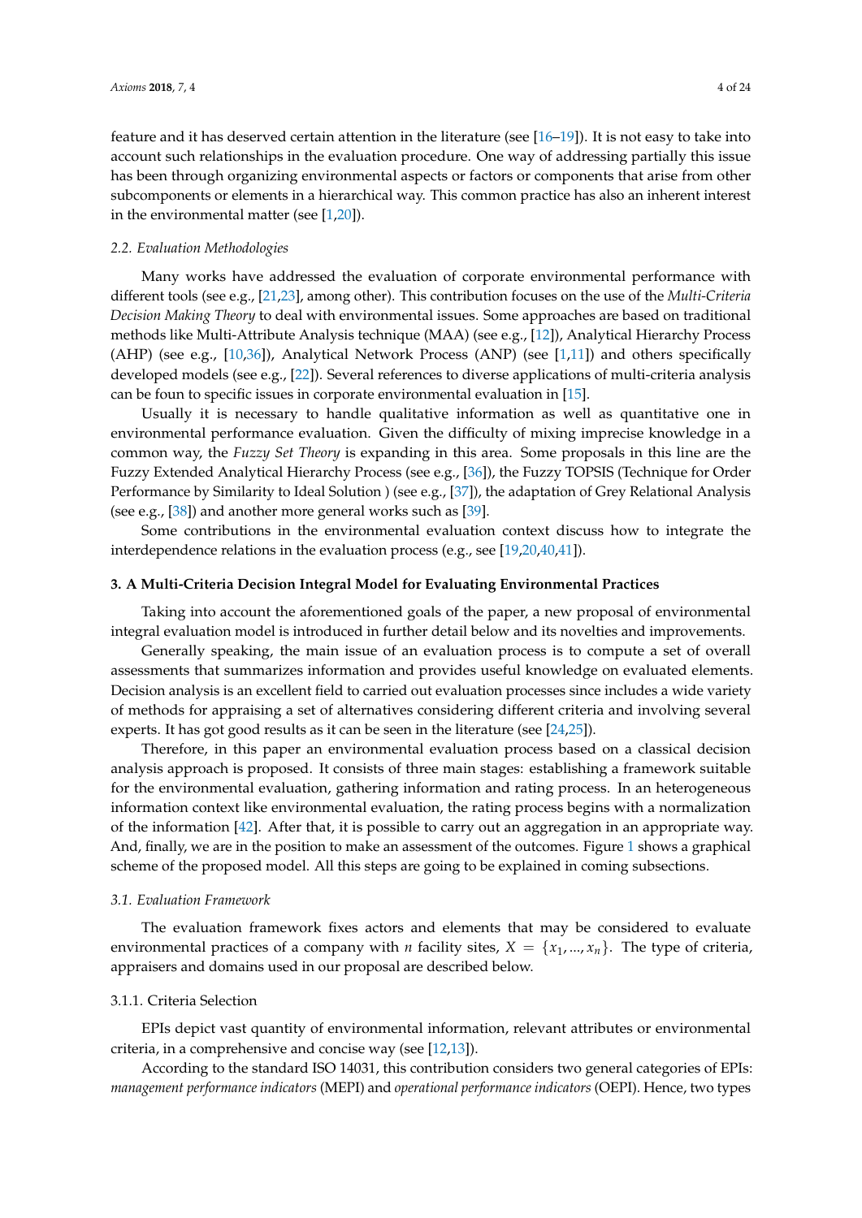feature and it has deserved certain attention in the literature (see [16–19]). It is not easy to take into account such relationships in the evaluation procedure. One way of addressing partially this issue has been through organizing environmental aspects or factors or components that arise from other subcomponents or elements in a hierarchical way. This common practice has also an inherent interest in the environmental matter (see [1,20]).

### 2.2. Evaluation Methodologies

Many works have addressed the evaluation of corporate environmental performance with different tools (see e.g., [21,23], among other). This contribution focuses on the use of the *Multi-Criteria Decision Making Theory* to deal with environmental issues. Some approaches are based on traditional methods like Multi-Attribute Analysis technique (MAA) (see e.g., [12]), Analytical Hierarchy Process (AHP) (see e.g., [10,36]), Analytical Network Process (ANP) (see [1,11]) and others specifically developed models (see e.g., [22]). Several references to diverse applications of multi-criteria analysis can be foun to specific issues in corporate environmental evaluation in [15].

Usually it is necessary to handle qualitative information as well as quantitative one in environmental performance evaluation. Given the difficulty of mixing imprecise knowledge in a common way, the *Fuzzy Set Theory* is expanding in this area. Some proposals in this line are the Fuzzy Extended Analytical Hierarchy Process (see e.g., [36]), the Fuzzy TOPSIS (Technique for Order Performance by Similarity to Ideal Solution ) (see e.g., [37]), the adaptation of Grey Relational Analysis (see e.g., [38]) and another more general works such as [39].

Some contributions in the environmental evaluation context discuss how to integrate the interdependence relations in the evaluation process (e.g., see [19,20,40,41]).

## 3. A Multi-Criteria Decision Integral Model for Evaluating Environmental Practices

Taking into account the aforementioned goals of the paper, a new proposal of environmental integral evaluation model is introduced in further detail below and its novelties and improvements.

Generally speaking, the main issue of an evaluation process is to compute a set of overall assessments that summarizes information and provides useful knowledge on evaluated elements. Decision analysis is an excellent field to carried out evaluation processes since includes a wide variety of methods for appraising a set of alternatives considering different criteria and involving several experts. It has got good results as it can be seen in the literature (see [24,25]).

Therefore, in this paper an environmental evaluation process based on a classical decision analysis approach is proposed. It consists of three main stages: establishing a framework suitable for the environmental evaluation, gathering information and rating process. In an heterogeneous information context like environmental evaluation, the rating process begins with a normalization of the information [42]. After that, it is possible to carry out an aggregation in an appropriate way. And, finally, we are in the position to make an assessment of the outcomes. Figure 1 shows a graphical scheme of the proposed model. All this steps are going to be explained in coming subsections.

### 3.1. Evaluation Framework

The evaluation framework fixes actors and elements that may be considered to evaluate environmental practices of a company with $n$ facility sites, $X = \{x_1, ..., x_n\}$. The type of criteria, appraisers and domains used in our proposal are described below.

#### 3.1.1. Criteria Selection

EPIs depict vast quantity of environmental information, relevant attributes or environmental criteria, in a comprehensive and concise way (see [12,13]).

According to the standard ISO 14031, this contribution considers two general categories of EPIs: *management performance indicators* (MEPI) and *operational performance indicators* (OEPI). Hence, two types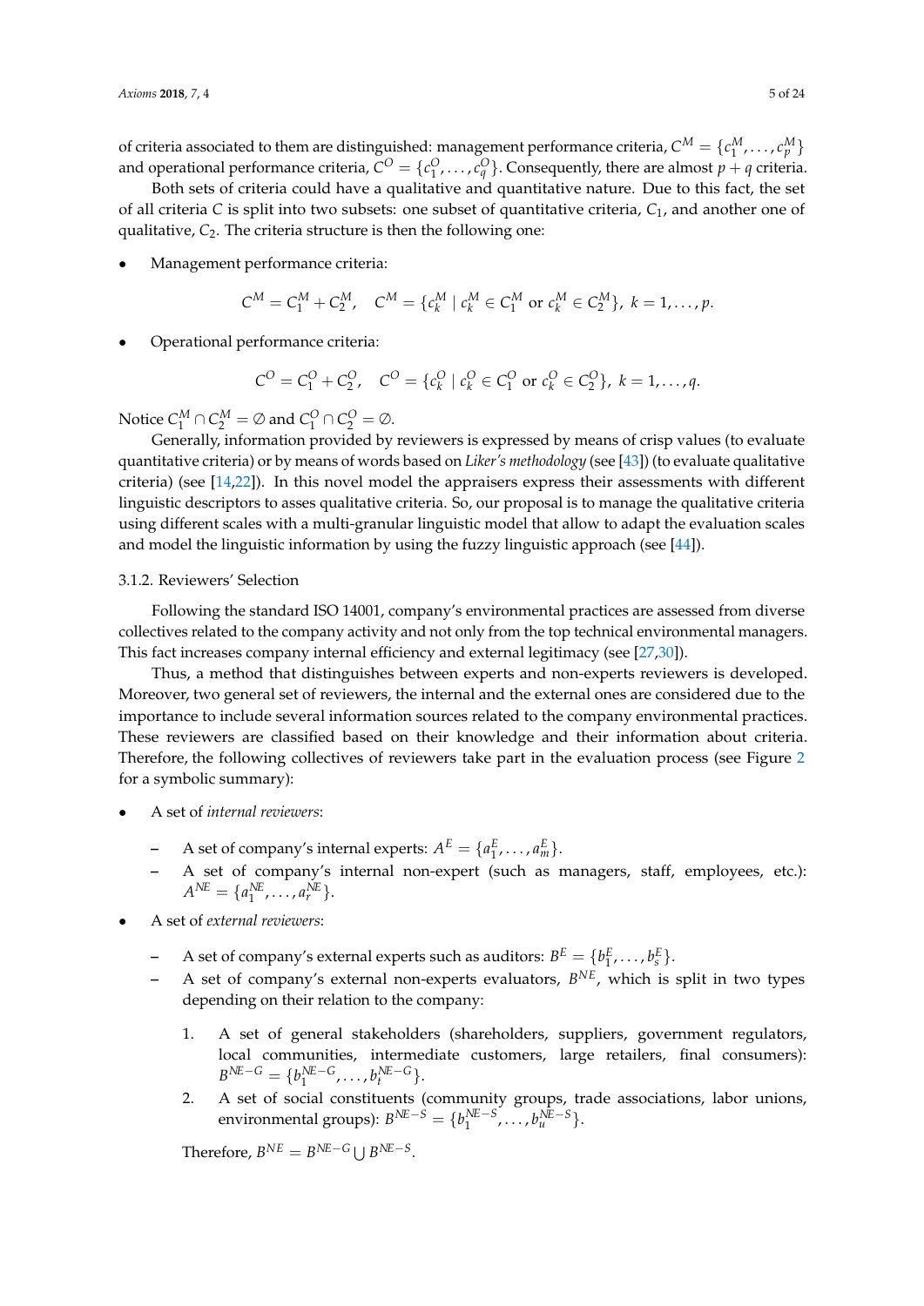of criteria associated to them are distinguished: management performance criteria, $C^M = \{c_1^M, \ldots, c_p^M\}$ and operational performance criteria, $C^O = \{c_1^O, \ldots, c_q^O\}$. Consequently, there are almost $p + q$ criteria.

Both sets of criteria could have a qualitative and quantitative nature. Due to this fact, the set of all criteria $C$ is split into two subsets: one subset of quantitative criteria, $C_1$, and another one of qualitative, $C_2$. The criteria structure is then the following one:

- Management performance criteria:

$$C^M = C_1^M + C_2^M, \quad C^M = \{c_k^M \mid c_k^M \in C_1^M \text{ or } c_k^M \in C_2^M\},\ k = 1, \ldots, p.$$

- Operational performance criteria:

$$C^O = C_1^O + C_2^O, \quad C^O = \{c_k^O \mid c_k^O \in C_1^O \text{ or } c_k^O \in C_2^O\},\ k = 1, \ldots, q.$$

Notice $C_1^M \cap C_2^M = \emptyset$ and $C_1^O \cap C_2^O = \emptyset$.

Generally, information provided by reviewers is expressed by means of crisp values (to evaluate quantitative criteria) or by means of words based on *Liker's methodology* (see [43]) (to evaluate qualitative criteria) (see [14,22]). In this novel model the appraisers express their assessments with different linguistic descriptors to asses qualitative criteria. So, our proposal is to manage the qualitative criteria using different scales with a multi-granular linguistic model that allow to adapt the evaluation scales and model the linguistic information by using the fuzzy linguistic approach (see [44]).

### 3.1.2. Reviewers' Selection

Following the standard ISO 14001, company's environmental practices are assessed from diverse collectives related to the company activity and not only from the top technical environmental managers. This fact increases company internal efficiency and external legitimacy (see [27,30]).

Thus, a method that distinguishes between experts and non-experts reviewers is developed. Moreover, two general set of reviewers, the internal and the external ones are considered due to the importance to include several information sources related to the company environmental practices. These reviewers are classified based on their knowledge and their information about criteria. Therefore, the following collectives of reviewers take part in the evaluation process (see Figure 2 for a symbolic summary):

- A set of *internal reviewers*:
  - A set of company's internal experts: $A^E = \{a_1^E, \ldots, a_m^E\}$.
  - A set of company's internal non-expert (such as managers, staff, employees, etc.): $A^{NE} = \{a_1^{NE}, \ldots, a_r^{NE}\}$.
- A set of *external reviewers*:
  - A set of company's external experts such as auditors: $B^E = \{b_1^E, \ldots, b_s^E\}$.
  - A set of company's external non-experts evaluators, $B^{NE}$, which is split in two types depending on their relation to the company:
    1. A set of general stakeholders (shareholders, suppliers, government regulators, local communities, intermediate customers, large retailers, final consumers): $B^{NE-G} = \{b_1^{NE-G}, \ldots, b_t^{NE-G}\}$.
    2. A set of social constituents (community groups, trade associations, labor unions, environmental groups): $B^{NE-S} = \{b_1^{NE-S}, \ldots, b_u^{NE-S}\}$.

    Therefore, $B^{NE} = B^{NE-G} \bigcup B^{NE-S}$.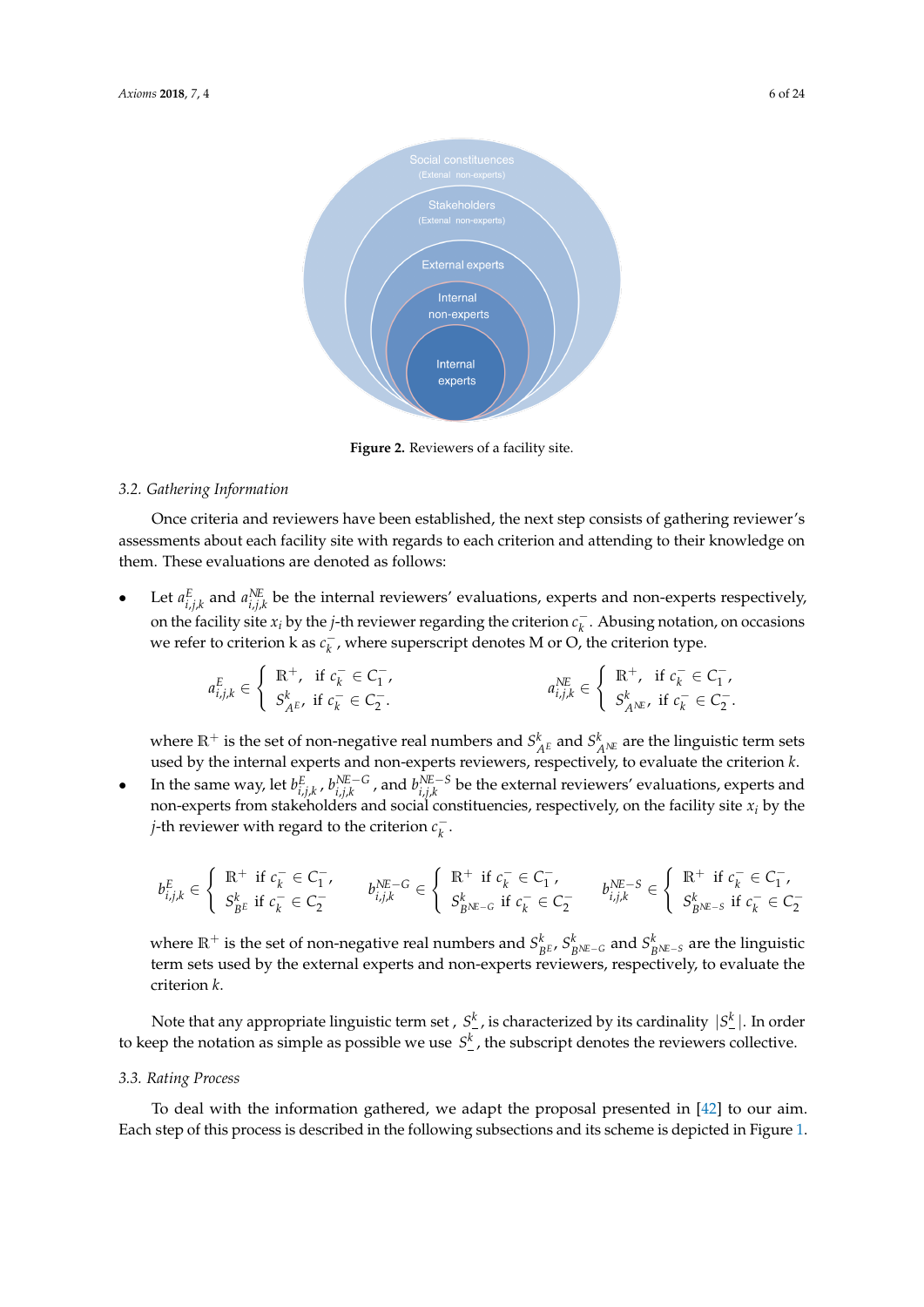Figure 2. Reviewers of a facility site.

### 3.2. Gathering Information

Once criteria and reviewers have been established, the next step consists of gathering reviewer's assessments about each facility site with regards to each criterion and attending to their knowledge on them. These evaluations are denoted as follows:

- Let $a^{E}_{i,j,k}$ and $a^{NE}_{i,j,k}$ be the internal reviewers' evaluations, experts and non-experts respectively, on the facility site $x_i$ by the $j$-th reviewer regarding the criterion $c^{-}_{k}$. Abusing notation, on occasions we refer to criterion k as $c^{-}_{k}$, where superscript denotes M or O, the criterion type.

$$a^{E}_{i,j,k} \in \begin{cases} \mathbb{R}^{+}, & \text{if } c^{-}_{k} \in C^{-}_{1}, \\ S^{k}_{A^{E}}, & \text{if } c^{-}_{k} \in C^{-}_{2}. \end{cases} \qquad a^{NE}_{i,j,k} \in \begin{cases} \mathbb{R}^{+}, & \text{if } c^{-}_{k} \in C^{-}_{1}, \\ S^{k}_{A^{NE}}, & \text{if } c^{-}_{k} \in C^{-}_{2}. \end{cases}$$

  where $\mathbb{R}^{+}$ is the set of non-negative real numbers and $S^{k}_{A^{E}}$ and $S^{k}_{A^{NE}}$ are the linguistic term sets used by the internal experts and non-experts reviewers, respectively, to evaluate the criterion $k$.

- In the same way, let $b^{E}_{i,j,k}$, $b^{NE-G}_{i,j,k}$, and $b^{NE-S}_{i,j,k}$ be the external reviewers' evaluations, experts and non-experts from stakeholders and social constituencies, respectively, on the facility site $x_i$ by the $j$-th reviewer with regard to the criterion $c^{-}_{k}$.

$$b^{E}_{i,j,k} \in \begin{cases} \mathbb{R}^{+} & \text{if } c^{-}_{k} \in C^{-}_{1}, \\ S^{k}_{B^{E}} & \text{if } c^{-}_{k} \in C^{-}_{2} \end{cases} \qquad b^{NE-G}_{i,j,k} \in \begin{cases} \mathbb{R}^{+} & \text{if } c^{-}_{k} \in C^{-}_{1}, \\ S^{k}_{B^{NE-G}} & \text{if } c^{-}_{k} \in C^{-}_{2} \end{cases} \qquad b^{NE-S}_{i,j,k} \in \begin{cases} \mathbb{R}^{+} & \text{if } c^{-}_{k} \in C^{-}_{1}, \\ S^{k}_{B^{NE-S}} & \text{if } c^{-}_{k} \in C^{-}_{2} \end{cases}$$

  where $\mathbb{R}^{+}$ is the set of non-negative real numbers and $S^{k}_{B^{E}}$, $S^{k}_{B^{NE-G}}$ and $S^{k}_{B^{NE-S}}$ are the linguistic term sets used by the external experts and non-experts reviewers, respectively, to evaluate the criterion $k$.

Note that any appropriate linguistic term set , $S^{k}_{-}$, is characterized by its cardinality $|S^{k}_{-}|$. In order to keep the notation as simple as possible we use $S^{k}_{-}$, the subscript denotes the reviewers collective.

### 3.3. Rating Process

To deal with the information gathered, we adapt the proposal presented in [42] to our aim. Each step of this process is described in the following subsections and its scheme is depicted in Figure 1.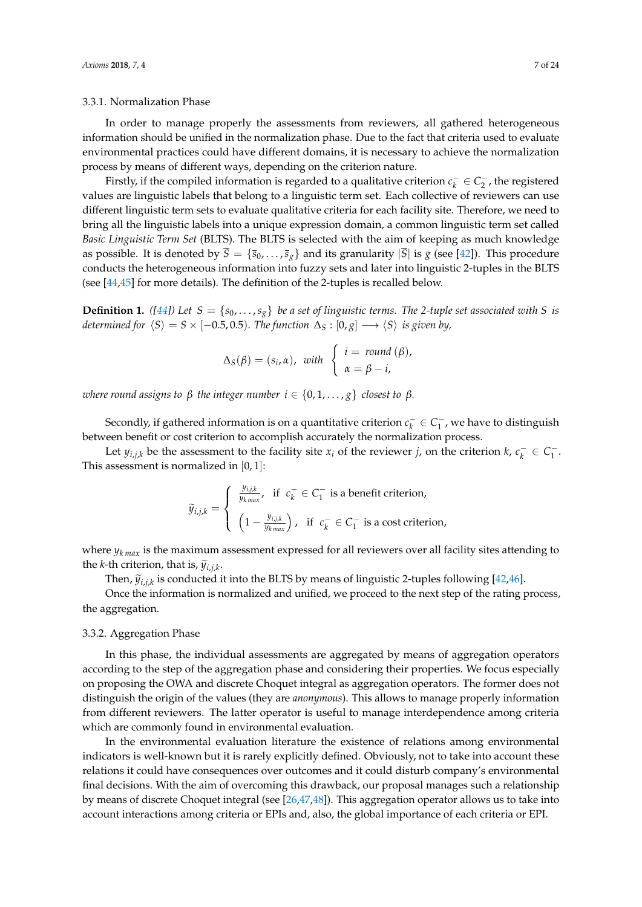### 3.3.1. Normalization Phase

In order to manage properly the assessments from reviewers, all gathered heterogeneous information should be unified in the normalization phase. Due to the fact that criteria used to evaluate environmental practices could have different domains, it is necessary to achieve the normalization process by means of different ways, depending on the criterion nature.

Firstly, if the compiled information is regarded to a qualitative criterion $c_k^- \in C_2^-$, the registered values are linguistic labels that belong to a linguistic term set. Each collective of reviewers can use different linguistic term sets to evaluate qualitative criteria for each facility site. Therefore, we need to bring all the linguistic labels into a unique expression domain, a common linguistic term set called *Basic Linguistic Term Set* (BLTS). The BLTS is selected with the aim of keeping as much knowledge as possible. It is denoted by $\overline{S} = \{\overline{s}_0, \ldots, \overline{s}_g\}$ and its granularity $|\overline{S}|$ is $g$ (see [42]). This procedure conducts the heterogeneous information into fuzzy sets and later into linguistic 2-tuples in the BLTS (see [44,45] for more details). The definition of the 2-tuples is recalled below.

**Definition 1.** *([44]) Let $S = \{s_0, \ldots, s_g\}$ be a set of linguistic terms. The 2-tuple set associated with $S$ is determined for $\langle S \rangle = S \times [-0.5, 0.5)$. The function $\Delta_S : [0, g] \longrightarrow \langle S \rangle$ is given by,*

$$\Delta_S(\beta) = (s_i, \alpha), \ \ with \ \left\{ \begin{array}{l} i = \ round\,(\beta), \\ \alpha = \beta - i, \end{array} \right.$$

*where round assigns to $\beta$ the integer number $i \in \{0, 1, \ldots, g\}$ closest to $\beta$.*

Secondly, if gathered information is on a quantitative criterion $c_k^- \in C_1^-$, we have to distinguish between benefit or cost criterion to accomplish accurately the normalization process.

Let $y_{i,j,k}$ be the assessment to the facility site $x_i$ of the reviewer $j$, on the criterion $k$, $c_k^- \in C_1^-$. This assessment is normalized in $[0, 1]$:

$$\widetilde{y}_{i,j,k} = \left\{ \begin{array}{ll} \frac{y_{i,j,k}}{y_{k\,max}}, & \text{if } \ c_k^- \in C_1^- \text{ is a benefit criterion,} \\[2ex] \left(1 - \frac{y_{i,j,k}}{y_{k\,max}}\right), & \text{if } \ c_k^- \in C_1^- \text{ is a cost criterion,} \end{array} \right.$$

where $y_{k\,max}$ is the maximum assessment expressed for all reviewers over all facility sites attending to the $k$-th criterion, that is, $\widetilde{y}_{i,j,k}$.

Then, $\widetilde{y}_{i,j,k}$ is conducted it into the BLTS by means of linguistic 2-tuples following [42,46].

Once the information is normalized and unified, we proceed to the next step of the rating process, the aggregation.

### 3.3.2. Aggregation Phase

In this phase, the individual assessments are aggregated by means of aggregation operators according to the step of the aggregation phase and considering their properties. We focus especially on proposing the OWA and discrete Choquet integral as aggregation operators. The former does not distinguish the origin of the values (they are *anonymous*). This allows to manage properly information from different reviewers. The latter operator is useful to manage interdependence among criteria which are commonly found in environmental evaluation.

In the environmental evaluation literature the existence of relations among environmental indicators is well-known but it is rarely explicitly defined. Obviously, not to take into account these relations it could have consequences over outcomes and it could disturb company's environmental final decisions. With the aim of overcoming this drawback, our proposal manages such a relationship by means of discrete Choquet integral (see [26,47,48]). This aggregation operator allows us to take into account interactions among criteria or EPIs and, also, the global importance of each criteria or EPI.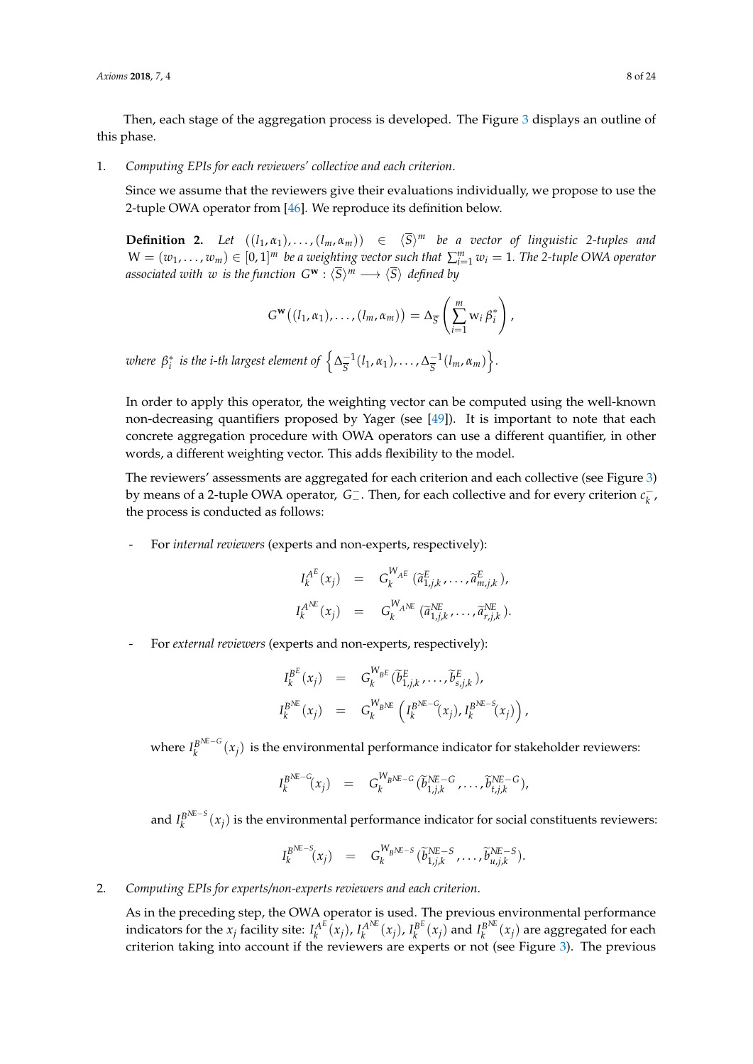Then, each stage of the aggregation process is developed. The Figure 3 displays an outline of this phase.

1. *Computing EPIs for each reviewers' collective and each criterion*.

   Since we assume that the reviewers give their evaluations individually, we propose to use the 2-tuple OWA operator from [46]. We reproduce its definition below.

   **Definition 2.** *Let* $((l_1, \alpha_1), \ldots, (l_m, \alpha_m)) \in \langle \overline{S} \rangle^m$ *be a vector of linguistic 2-tuples and* $W = (w_1, \ldots, w_m) \in [0,1]^m$ *be a weighting vector such that* $\sum_{i=1}^{m} w_i = 1$. *The 2-tuple OWA operator associated with* $w$ *is the function* $G^{\mathbf{w}} : \langle \overline{S} \rangle^m \longrightarrow \langle \overline{S} \rangle$ *defined by*

$$G^{\mathbf{w}}\left((l_1, \alpha_1), \ldots, (l_m, \alpha_m)\right) = \Delta_{\overline{S}}\left(\sum_{i=1}^{m} w_i \, \beta_i^*\right),$$

   *where* $\beta_i^*$ *is the i-th largest element of* $\left\{\Delta_{\overline{S}}^{-1}(l_1, \alpha_1), \ldots, \Delta_{\overline{S}}^{-1}(l_m, \alpha_m)\right\}$.

   In order to apply this operator, the weighting vector can be computed using the well-known non-decreasing quantifiers proposed by Yager (see [49]). It is important to note that each concrete aggregation procedure with OWA operators can use a different quantifier, in other words, a different weighting vector. This adds flexibility to the model.

   The reviewers' assessments are aggregated for each criterion and each collective (see Figure 3) by means of a 2-tuple OWA operator, $G_{-}^{-}$. Then, for each collective and for every criterion $c_k^{-}$, the process is conducted as follows:

   - For *internal reviewers* (experts and non-experts, respectively):

$$\begin{aligned} I_k^{A^E}(x_j) &= G_k^{W_{A^E}}(\widetilde{a}_{1,j,k}^{E}, \ldots, \widetilde{a}_{m,j,k}^{E}), \\ I_k^{A^{NE}}(x_j) &= G_k^{W_{A^{NE}}}(\widetilde{a}_{1,j,k}^{NE}, \ldots, \widetilde{a}_{r,j,k}^{NE}). \end{aligned}$$

   - For *external reviewers* (experts and non-experts, respectively):

$$\begin{aligned} I_k^{B^E}(x_j) &= G_k^{W_{B^E}}(\widetilde{b}_{1,j,k}^{E}, \ldots, \widetilde{b}_{s,j,k}^{E}), \\ I_k^{B^{NE}}(x_j) &= G_k^{W_{B^{NE}}}\left(I_k^{B^{NE-G}}(x_j), I_k^{B^{NE-S}}(x_j)\right), \end{aligned}$$

     where $I_k^{B^{NE-G}}(x_j)$ is the environmental performance indicator for stakeholder reviewers:

$$I_k^{B^{NE-G}}(x_j) = G_k^{W_{B^{NE-G}}}(\widetilde{b}_{1,j,k}^{NE-G}, \ldots, \widetilde{b}_{t,j,k}^{NE-G}),$$

     and $I_k^{B^{NE-S}}(x_j)$ is the environmental performance indicator for social constituents reviewers:

$$I_k^{B^{NE-S}}(x_j) = G_k^{W_{B^{NE-S}}}(\widetilde{b}_{1,j,k}^{NE-S}, \ldots, \widetilde{b}_{u,j,k}^{NE-S}).$$

2. *Computing EPIs for experts/non-experts reviewers and each criterion*.

   As in the preceding step, the OWA operator is used. The previous environmental performance indicators for the $x_j$ facility site: $I_k^{A^E}(x_j)$, $I_k^{A^{NE}}(x_j)$, $I_k^{B^E}(x_j)$ and $I_k^{B^{NE}}(x_j)$ are aggregated for each criterion taking into account if the reviewers are experts or not (see Figure 3). The previous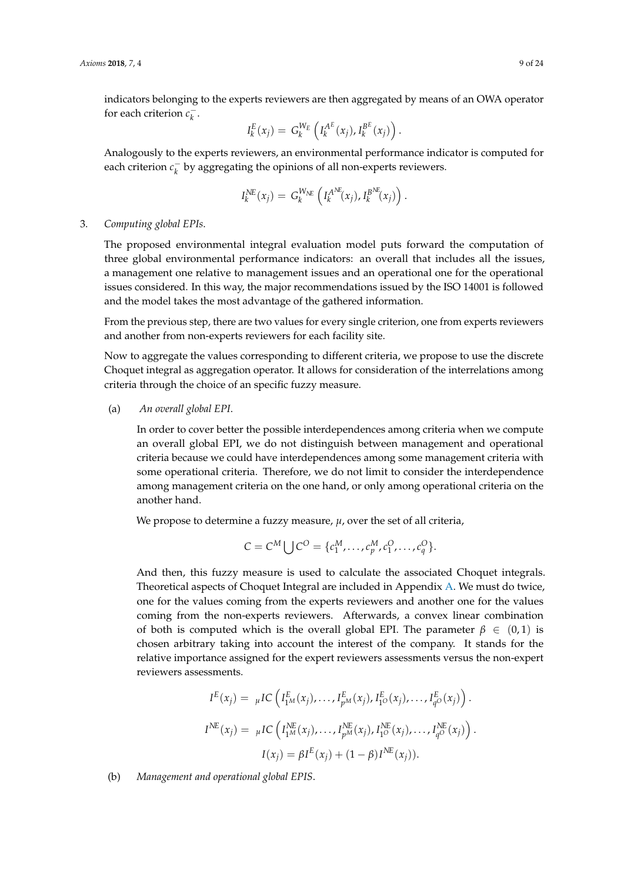indicators belonging to the experts reviewers are then aggregated by means of an OWA operator for each criterion $c_k^-$.

$$I_k^E(x_j) = G_k^{W_E}\left(I_k^{A^E}(x_j), I_k^{B^E}(x_j)\right).$$

Analogously to the experts reviewers, an environmental performance indicator is computed for each criterion $c_k^-$ by aggregating the opinions of all non-experts reviewers.

$$I_k^{NE}(x_j) = G_k^{W_{NE}}\left(I_k^{A^{NE}}(x_j), I_k^{B^{NE}}(x_j)\right).$$

3. *Computing global EPIs.*

   The proposed environmental integral evaluation model puts forward the computation of three global environmental performance indicators: an overall that includes all the issues, a management one relative to management issues and an operational one for the operational issues considered. In this way, the major recommendations issued by the ISO 14001 is followed and the model takes the most advantage of the gathered information.

   From the previous step, there are two values for every single criterion, one from experts reviewers and another from non-experts reviewers for each facility site.

   Now to aggregate the values corresponding to different criteria, we propose to use the discrete Choquet integral as aggregation operator. It allows for consideration of the interrelations among criteria through the choice of an specific fuzzy measure.

   (a) *An overall global EPI.*

   In order to cover better the possible interdependences among criteria when we compute an overall global EPI, we do not distinguish between management and operational criteria because we could have interdependences among some management criteria with some operational criteria. Therefore, we do not limit to consider the interdependence among management criteria on the one hand, or only among operational criteria on the another hand.

   We propose to determine a fuzzy measure, $\mu$, over the set of all criteria,

$$C = C^M \bigcup C^O = \{c_1^M, \ldots, c_p^M, c_1^O, \ldots, c_q^O\}.$$

   And then, this fuzzy measure is used to calculate the associated Choquet integrals. Theoretical aspects of Choquet Integral are included in Appendix A. We must do twice, one for the values coming from the experts reviewers and another one for the values coming from the non-experts reviewers. Afterwards, a convex linear combination of both is computed which is the overall global EPI. The parameter $\beta \in (0,1)$ is chosen arbitrary taking into account the interest of the company. It stands for the relative importance assigned for the expert reviewers assessments versus the non-expert reviewers assessments.

$$I^E(x_j) = {}_{\mu}IC\left(I_{1^M}^E(x_j), \ldots, I_{p^M}^E(x_j), I_{1^O}^E(x_j), \ldots, I_{q^O}^E(x_j)\right).$$

$$I^{NE}(x_j) = {}_{\mu}IC\left(I_{1^M}^{NE}(x_j), \ldots, I_{p^M}^{NE}(x_j), I_{1^O}^{NE}(x_j), \ldots, I_{q^O}^{NE}(x_j)\right).$$

$$I(x_j) = \beta I^E(x_j) + (1-\beta) I^{NE}(x_j)).$$

   (b) *Management and operational global EPIS.*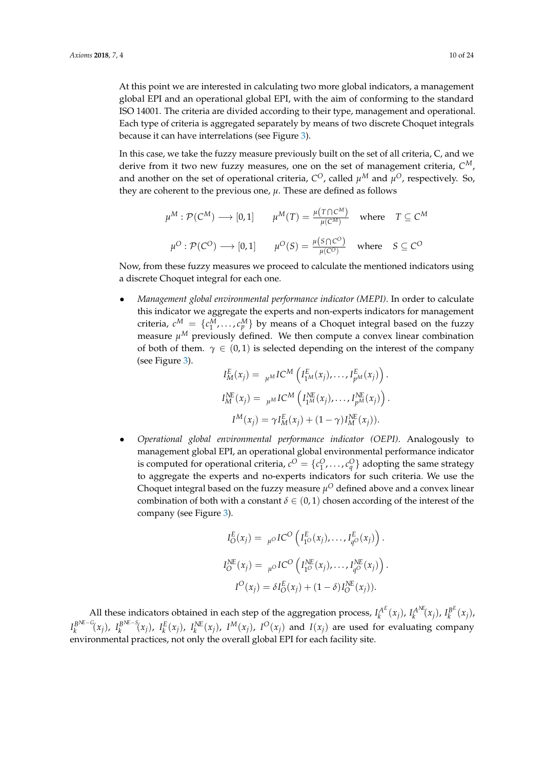At this point we are interested in calculating two more global indicators, a management global EPI and an operational global EPI, with the aim of conforming to the standard ISO 14001. The criteria are divided according to their type, management and operational. Each type of criteria is aggregated separately by means of two discrete Choquet integrals because it can have interrelations (see Figure 3).

In this case, we take the fuzzy measure previously built on the set of all criteria, C, and we derive from it two new fuzzy measures, one on the set of management criteria, $C^M$, and another on the set of operational criteria, $C^O$, called $\mu^M$ and $\mu^O$, respectively. So, they are coherent to the previous one, $\mu$. These are defined as follows

$$\mu^M : \mathcal{P}(C^M) \longrightarrow [0,1] \qquad \mu^M(T) = \frac{\mu(T \cap C^M)}{\mu(C^M)} \quad \text{where} \quad T \subseteq C^M$$

$$\mu^O : \mathcal{P}(C^O) \longrightarrow [0,1] \qquad \mu^O(S) = \frac{\mu(S \cap C^O)}{\mu(C^O)} \quad \text{where} \quad S \subseteq C^O$$

Now, from these fuzzy measures we proceed to calculate the mentioned indicators using a discrete Choquet integral for each one.

- *Management global environmental performance indicator (MEPI).* In order to calculate this indicator we aggregate the experts and non-experts indicators for management criteria, $c^M = \{c_1^M, \ldots, c_p^M\}$ by means of a Choquet integral based on the fuzzy measure $\mu^M$ previously defined. We then compute a convex linear combination of both of them. $\gamma \in (0,1)$ is selected depending on the interest of the company (see Figure 3).

$$I_M^E(x_j) = {}_{\mu^M}IC^M\left(I_{1^M}^E(x_j), \ldots, I_{p^M}^E(x_j)\right).$$

$$I_M^{NE}(x_j) = {}_{\mu^M}IC^M\left(I_{1^M}^{NE}(x_j), \ldots, I_{p^M}^{NE}(x_j)\right).$$

$$I^M(x_j) = \gamma I_M^E(x_j) + (1-\gamma) I_M^{NE}(x_j)).$$

- *Operational global environmental performance indicator (OEPI).* Analogously to management global EPI, an operational global environmental performance indicator is computed for operational criteria, $c^O = \{c_1^O, \ldots, c_q^O\}$ adopting the same strategy to aggregate the experts and no-experts indicators for such criteria. We use the Choquet integral based on the fuzzy measure $\mu^O$ defined above and a convex linear combination of both with a constant $\delta \in (0,1)$ chosen according of the interest of the company (see Figure 3).

$$I_O^E(x_j) = {}_{\mu^O}IC^O\left(I_{1^O}^E(x_j), \ldots, I_{q^O}^E(x_j)\right).$$

$$I_O^{NE}(x_j) = {}_{\mu^O}IC^O\left(I_{1^O}^{NE}(x_j), \ldots, I_{q^O}^{NE}(x_j)\right).$$

$$I^O(x_j) = \delta I_O^E(x_j) + (1-\delta) I_O^{NE}(x_j)).$$

All these indicators obtained in each step of the aggregation process, $I_k^{A^E}(x_j)$, $I_k^{A^{NE}}(x_j)$, $I_k^{B^E}(x_j)$, $I_k^{B^{NE-G}}(x_j)$, $I_k^{B^{NE-S}}(x_j)$, $I_k^E(x_j)$, $I_k^{NE}(x_j)$, $I^M(x_j)$, $I^O(x_j)$ and $I(x_j)$ are used for evaluating company environmental practices, not only the overall global EPI for each facility site.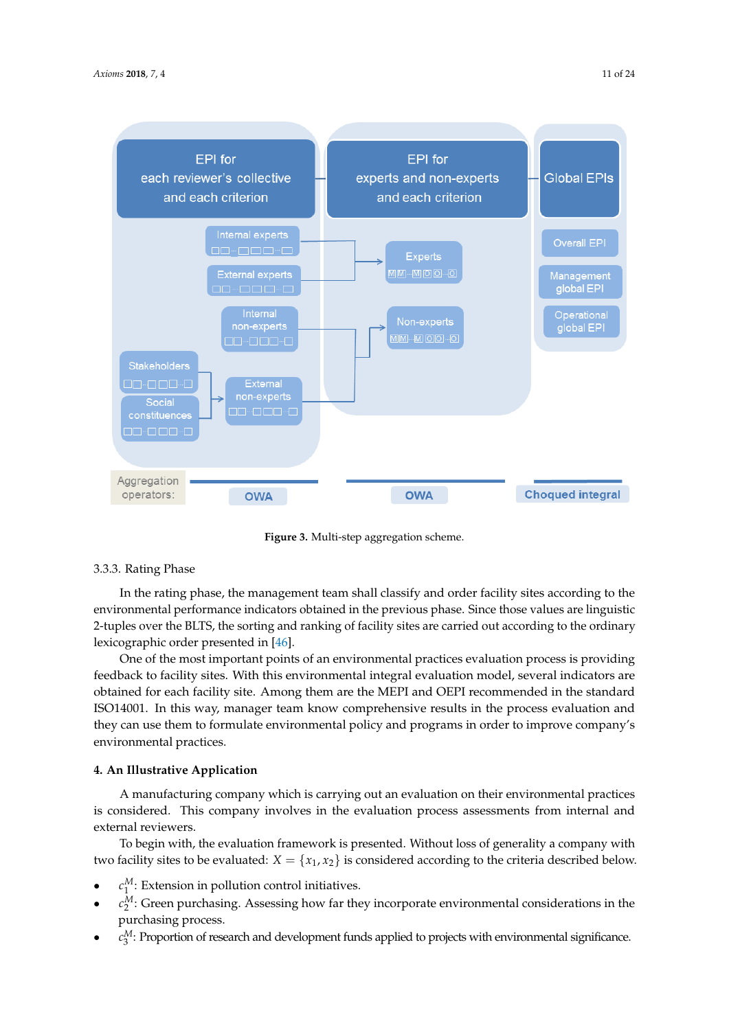**Figure 3.** Multi-step aggregation scheme.

#### 3.3.3. Rating Phase

In the rating phase, the management team shall classify and order facility sites according to the environmental performance indicators obtained in the previous phase. Since those values are linguistic 2-tuples over the BLTS, the sorting and ranking of facility sites are carried out according to the ordinary lexicographic order presented in [46].

One of the most important points of an environmental practices evaluation process is providing feedback to facility sites. With this environmental integral evaluation model, several indicators are obtained for each facility site. Among them are the MEPI and OEPI recommended in the standard ISO14001. In this way, manager team know comprehensive results in the process evaluation and they can use them to formulate environmental policy and programs in order to improve company's environmental practices.

## 4. An Illustrative Application

A manufacturing company which is carrying out an evaluation on their environmental practices is considered. This company involves in the evaluation process assessments from internal and external reviewers.

To begin with, the evaluation framework is presented. Without loss of generality a company with two facility sites to be evaluated: $X = \{x_1, x_2\}$ is considered according to the criteria described below.

- $c_1^M$: Extension in pollution control initiatives.
- $c_2^M$: Green purchasing. Assessing how far they incorporate environmental considerations in the purchasing process.
- $c_3^M$: Proportion of research and development funds applied to projects with environmental significance.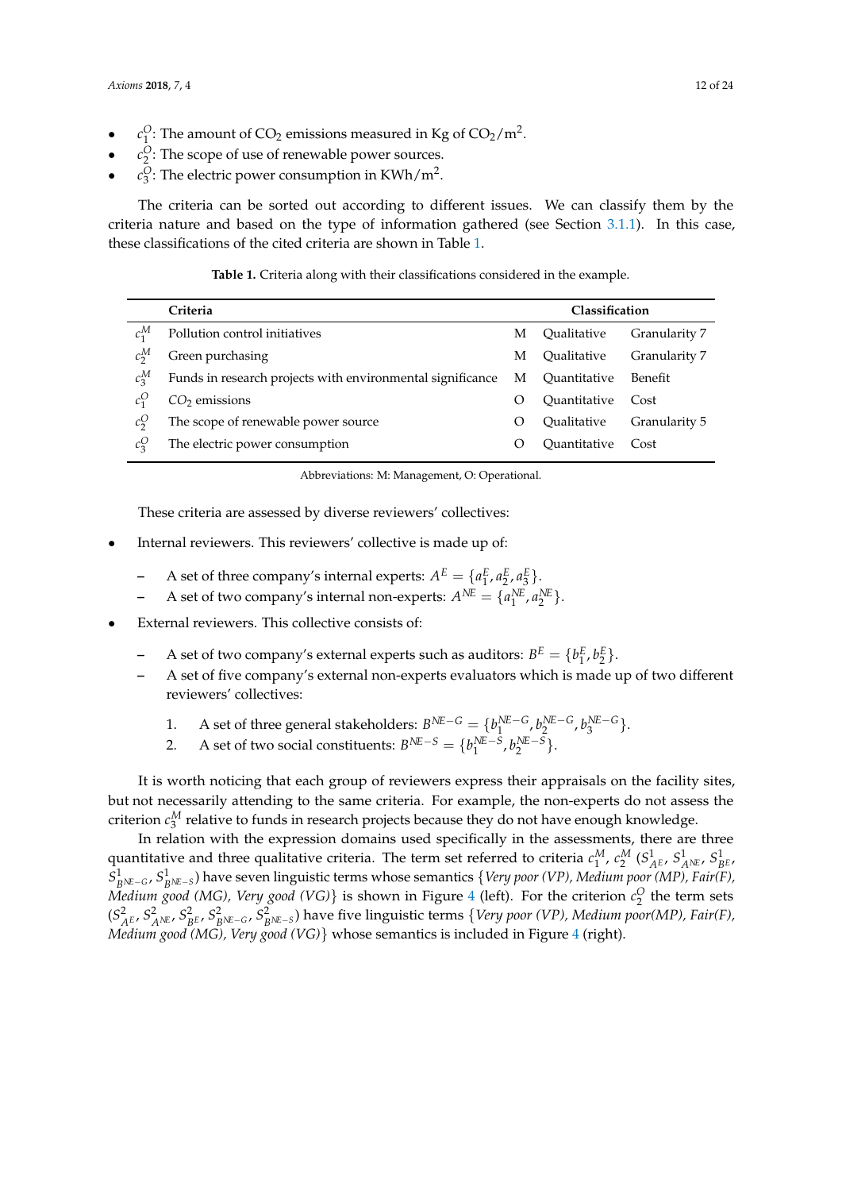- $c_1^O$: The amount of $CO_2$ emissions measured in Kg of $CO_2/m^2$.
- $c_2^O$: The scope of use of renewable power sources.
- $c_3^O$: The electric power consumption in $KWh/m^2$.

The criteria can be sorted out according to different issues. We can classify them by the criteria nature and based on the type of information gathered (see Section 3.1.1). In this case, these classifications of the cited criteria are shown in Table 1.

**Table 1.** Criteria along with their classifications considered in the example.

| | Criteria | Classification | | |
|---|---|---|---|---|
| $c_1^M$ | Pollution control initiatives | M | Qualitative | Granularity 7 |
| $c_2^M$ | Green purchasing | M | Qualitative | Granularity 7 |
| $c_3^M$ | Funds in research projects with environmental significance | M | Quantitative | Benefit |
| $c_1^O$ | $CO_2$ emissions | O | Quantitative | Cost |
| $c_2^O$ | The scope of renewable power source | O | Qualitative | Granularity 5 |
| $c_3^O$ | The electric power consumption | O | Quantitative | Cost |

Abbreviations: M: Management, O: Operational.

These criteria are assessed by diverse reviewers' collectives:

- Internal reviewers. This reviewers' collective is made up of:
  - A set of three company's internal experts: $A^E = \{a_1^E, a_2^E, a_3^E\}$.
  - A set of two company's internal non-experts: $A^{NE} = \{a_1^{NE}, a_2^{NE}\}$.
- External reviewers. This collective consists of:
  - A set of two company's external experts such as auditors: $B^E = \{b_1^E, b_2^E\}$.
  - A set of five company's external non-experts evaluators which is made up of two different reviewers' collectives:
    1. A set of three general stakeholders: $B^{NE-G} = \{b_1^{NE-G}, b_2^{NE-G}, b_3^{NE-G}\}$.
    2. A set of two social constituents: $B^{NE-S} = \{b_1^{NE-S}, b_2^{NE-S}\}$.

It is worth noticing that each group of reviewers express their appraisals on the facility sites, but not necessarily attending to the same criteria. For example, the non-experts do not assess the criterion $c_3^M$ relative to funds in research projects because they do not have enough knowledge.

In relation with the expression domains used specifically in the assessments, there are three quantitative and three qualitative criteria. The term set referred to criteria $c_1^M$, $c_2^M$ ($S^1_{A^E}$, $S^1_{A^{NE}}$, $S^1_{B^E}$, $S^1_{B^{NE-G}}$, $S^1_{B^{NE-S}}$) have seven linguistic terms whose semantics {*Very poor (VP), Medium poor (MP), Fair(F), Medium good (MG), Very good (VG)*} is shown in Figure 4 (left). For the criterion $c_2^O$ the term sets ($S^2_{A^E}$, $S^2_{A^{NE}}$, $S^2_{B^E}$, $S^2_{B^{NE-G}}$, $S^2_{B^{NE-S}}$) have five linguistic terms {*Very poor (VP), Medium poor(MP), Fair(F), Medium good (MG), Very good (VG)*} whose semantics is included in Figure 4 (right).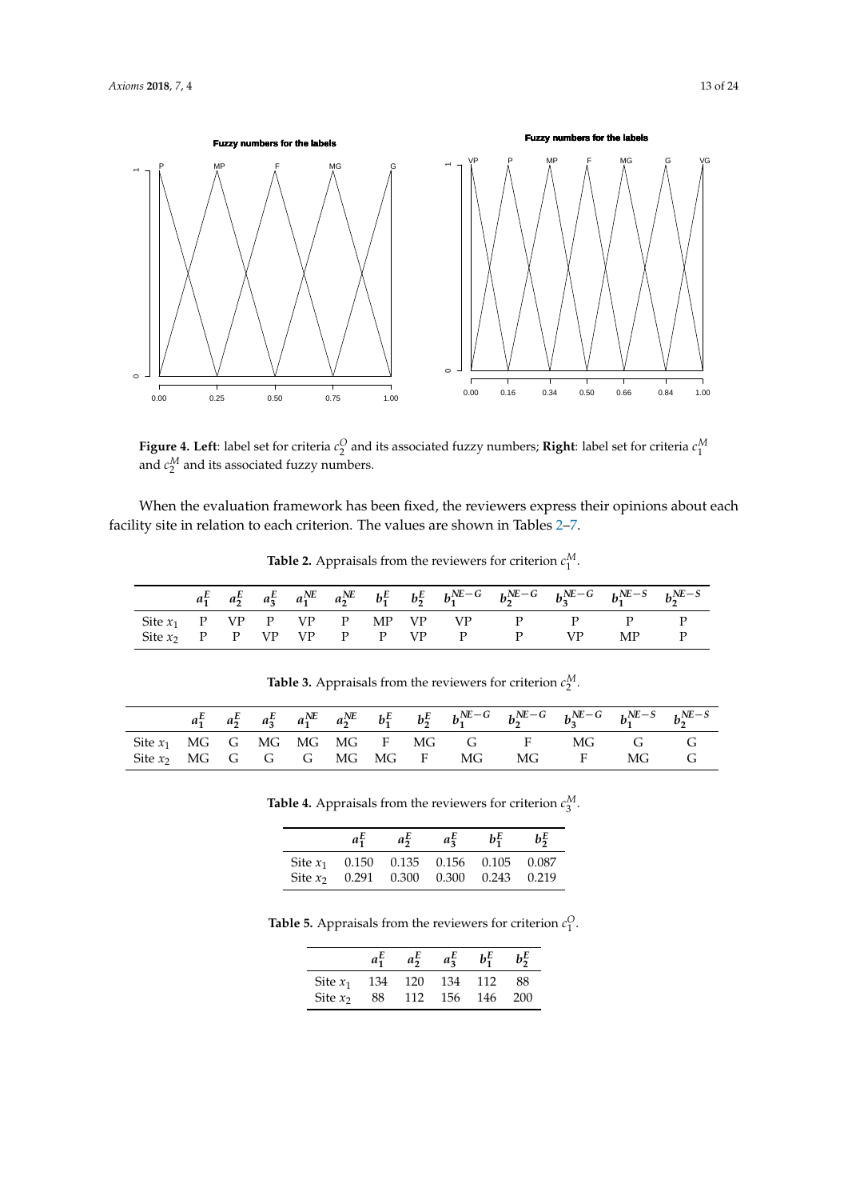**Figure 4. Left**: label set for criteria $c_2^O$ and its associated fuzzy numbers; **Right**: label set for criteria $c_1^M$ and $c_2^M$ and its associated fuzzy numbers.

When the evaluation framework has been fixed, the reviewers express their opinions about each facility site in relation to each criterion. The values are shown in Tables 2–7.

**Table 2.** Appraisals from the reviewers for criterion $c_1^M$.

| | $a_1^E$ | $a_2^E$ | $a_3^E$ | $a_1^{NE}$ | $a_2^{NE}$ | $b_1^E$ | $b_2^E$ | $b_1^{NE-G}$ | $b_2^{NE-G}$ | $b_3^{NE-G}$ | $b_1^{NE-S}$ | $b_2^{NE-S}$ |
|---|---|---|---|---|---|---|---|---|---|---|---|---|
| Site $x_1$ | P | VP | P | VP | P | MP | VP | VP | P | P | P | P |
| Site $x_2$ | P | P | VP | VP | P | P | VP | P | P | VP | MP | P |

**Table 3.** Appraisals from the reviewers for criterion $c_2^M$.

| | $a_1^E$ | $a_2^E$ | $a_3^E$ | $a_1^{NE}$ | $a_2^{NE}$ | $b_1^E$ | $b_2^E$ | $b_1^{NE-G}$ | $b_2^{NE-G}$ | $b_3^{NE-G}$ | $b_1^{NE-S}$ | $b_2^{NE-S}$ |
|---|---|---|---|---|---|---|---|---|---|---|---|---|
| Site $x_1$ | MG | G | MG | MG | MG | F | MG | G | F | MG | G | G |
| Site $x_2$ | MG | G | G | G | MG | MG | F | MG | MG | F | MG | G |

**Table 4.** Appraisals from the reviewers for criterion $c_3^M$.

| | $a_1^E$ | $a_2^E$ | $a_3^E$ | $b_1^E$ | $b_2^E$ |
|---|---|---|---|---|---|
| Site $x_1$ | 0.150 | 0.135 | 0.156 | 0.105 | 0.087 |
| Site $x_2$ | 0.291 | 0.300 | 0.300 | 0.243 | 0.219 |

**Table 5.** Appraisals from the reviewers for criterion $c_1^O$.

| | $a_1^E$ | $a_2^E$ | $a_3^E$ | $b_1^E$ | $b_2^E$ |
|---|---|---|---|---|---|
| Site $x_1$ | 134 | 120 | 134 | 112 | 88 |
| Site $x_2$ | 88 | 112 | 156 | 146 | 200 |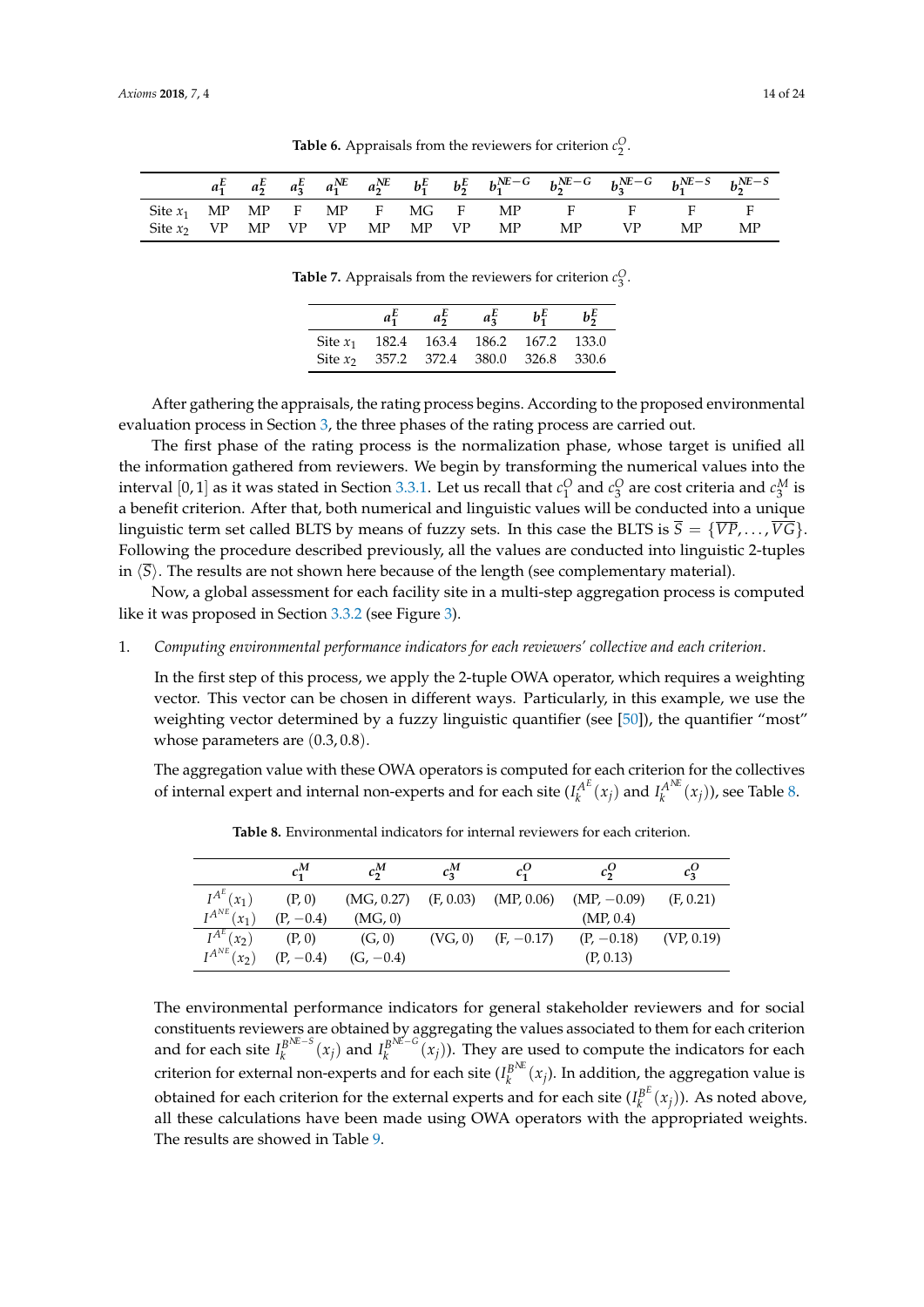**Table 6.** Appraisals from the reviewers for criterion $c_2^O$.

| | $a_1^E$ | $a_2^E$ | $a_3^E$ | $a_1^{NE}$ | $a_2^{NE}$ | $b_1^E$ | $b_2^E$ | $b_1^{NE-G}$ | $b_2^{NE-G}$ | $b_3^{NE-G}$ | $b_1^{NE-S}$ | $b_2^{NE-S}$ |
|---|---|---|---|---|---|---|---|---|---|---|---|---|
| Site $x_1$ | MP | MP | F | MP | F | MG | F | MP | F | F | F | F |
| Site $x_2$ | VP | MP | VP | VP | MP | MP | VP | MP | MP | VP | MP | MP |

**Table 7.** Appraisals from the reviewers for criterion $c_3^O$.

| | $a_1^E$ | $a_2^E$ | $a_3^E$ | $b_1^E$ | $b_2^E$ |
|---|---|---|---|---|---|
| Site $x_1$ | 182.4 | 163.4 | 186.2 | 167.2 | 133.0 |
| Site $x_2$ | 357.2 | 372.4 | 380.0 | 326.8 | 330.6 |

After gathering the appraisals, the rating process begins. According to the proposed environmental evaluation process in Section 3, the three phases of the rating process are carried out.

The first phase of the rating process is the normalization phase, whose target is unified all the information gathered from reviewers. We begin by transforming the numerical values into the interval $[0, 1]$ as it was stated in Section 3.3.1. Let us recall that $c_1^O$ and $c_3^O$ are cost criteria and $c_3^M$ is a benefit criterion. After that, both numerical and linguistic values will be conducted into a unique linguistic term set called BLTS by means of fuzzy sets. In this case the BLTS is $\overline{S} = \{\overline{VP}, \ldots, \overline{VG}\}$. Following the procedure described previously, all the values are conducted into linguistic 2-tuples in $\langle\overline{S}\rangle$. The results are not shown here because of the length (see complementary material).

Now, a global assessment for each facility site in a multi-step aggregation process is computed like it was proposed in Section 3.3.2 (see Figure 3).

1. *Computing environmental performance indicators for each reviewers' collective and each criterion*.

   In the first step of this process, we apply the 2-tuple OWA operator, which requires a weighting vector. This vector can be chosen in different ways. Particularly, in this example, we use the weighting vector determined by a fuzzy linguistic quantifier (see [50]), the quantifier "most" whose parameters are $(0.3, 0.8)$.

   The aggregation value with these OWA operators is computed for each criterion for the collectives of internal expert and internal non-experts and for each site ($I_k^{A^E}(x_j)$ and $I_k^{A^{NE}}(x_j)$), see Table 8.

**Table 8.** Environmental indicators for internal reviewers for each criterion.

| | $c_1^M$ | $c_2^M$ | $c_3^M$ | $c_1^O$ | $c_2^O$ | $c_3^O$ |
|---|---|---|---|---|---|---|
| $I^{A^E}(x_1)$ | (P, 0) | (MG, 0.27) | (F, 0.03) | (MP, 0.06) | (MP, −0.09) | (F, 0.21) |
| $I^{A^{NE}}(x_1)$ | (P, −0.4) | (MG, 0) | | | (MP, 0.4) | |
| $I^{A^E}(x_2)$ | (P, 0) | (G, 0) | (VG, 0) | (F, −0.17) | (P, −0.18) | (VP, 0.19) |
| $I^{A^{NE}}(x_2)$ | (P, −0.4) | (G, −0.4) | | | (P, 0.13) | |

The environmental performance indicators for general stakeholder reviewers and for social constituents reviewers are obtained by aggregating the values associated to them for each criterion and for each site $I_k^{B^{NE-S}}(x_j)$ and $I_k^{B^{NE-G}}(x_j)$). They are used to compute the indicators for each criterion for external non-experts and for each site ($I_k^{B^{NE}}(x_j)$. In addition, the aggregation value is obtained for each criterion for the external experts and for each site ($I_k^{B^E}(x_j)$). As noted above, all these calculations have been made using OWA operators with the appropriated weights. The results are showed in Table 9.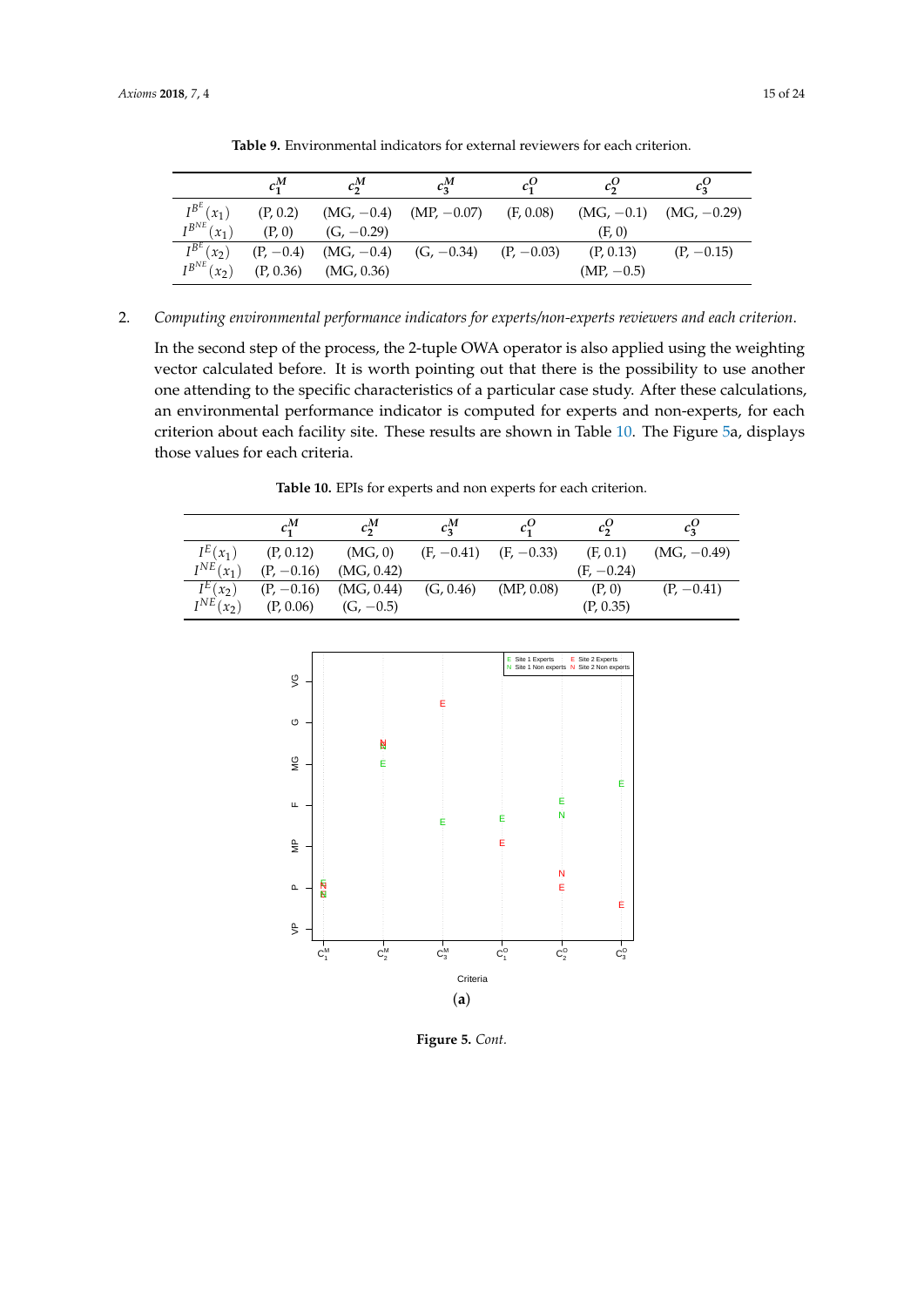**Table 9.** Environmental indicators for external reviewers for each criterion.

| | $c_1^M$ | $c_2^M$ | $c_3^M$ | $c_1^O$ | $c_2^O$ | $c_3^O$ |
|---|---|---|---|---|---|---|
| $I^{B^E}(x_1)$ | (P, 0.2) | (MG, −0.4) | (MP, −0.07) | (F, 0.08) | (MG, −0.1) | (MG, −0.29) |
| $I^{B^{NE}}(x_1)$ | (P, 0) | (G, −0.29) | | | (F, 0) | |
| $I^{B^E}(x_2)$ | (P, −0.4) | (MG, −0.4) | (G, −0.34) | (P, −0.03) | (P, 0.13) | (P, −0.15) |
| $I^{B^{NE}}(x_2)$ | (P, 0.36) | (MG, 0.36) | | | (MP, −0.5) | |

2. *Computing environmental performance indicators for experts/non-experts reviewers and each criterion.*

   In the second step of the process, the 2-tuple OWA operator is also applied using the weighting vector calculated before. It is worth pointing out that there is the possibility to use another one attending to the specific characteristics of a particular case study. After these calculations, an environmental performance indicator is computed for experts and non-experts, for each criterion about each facility site. These results are shown in Table 10. The Figure 5a, displays those values for each criteria.

**Table 10.** EPIs for experts and non experts for each criterion.

| | $c_1^M$ | $c_2^M$ | $c_3^M$ | $c_1^O$ | $c_2^O$ | $c_3^O$ |
|---|---|---|---|---|---|---|
| $I^E(x_1)$ | (P, 0.12) | (MG, 0) | (F, −0.41) | (F, −0.33) | (F, 0.1) | (MG, −0.49) |
| $I^{NE}(x_1)$ | (P, −0.16) | (MG, 0.42) | | | (F, −0.24) | |
| $I^E(x_2)$ | (P, −0.16) | (MG, 0.44) | (G, 0.46) | (MP, 0.08) | (P, 0) | (P, −0.41) |
| $I^{NE}(x_2)$ | (P, 0.06) | (G, −0.5) | | | (P, 0.35) | |

(**a**)

**Figure 5.** *Cont.*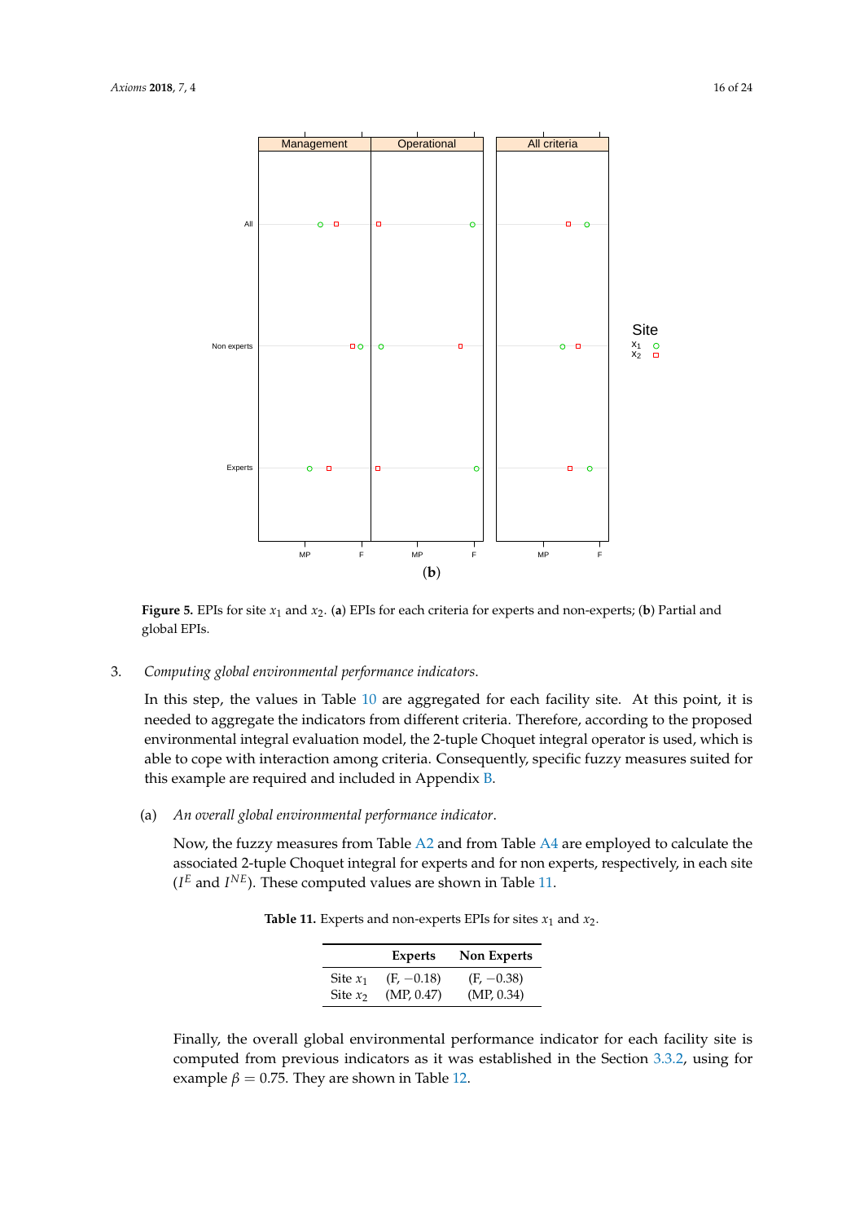(**b**)

**Figure 5.** EPIs for site $x_1$ and $x_2$. (**a**) EPIs for each criteria for experts and non-experts; (**b**) Partial and global EPIs.

3. *Computing global environmental performance indicators.*

   In this step, the values in Table 10 are aggregated for each facility site. At this point, it is needed to aggregate the indicators from different criteria. Therefore, according to the proposed environmental integral evaluation model, the 2-tuple Choquet integral operator is used, which is able to cope with interaction among criteria. Consequently, specific fuzzy measures suited for this example are required and included in Appendix B.

   (a) *An overall global environmental performance indicator.*

   Now, the fuzzy measures from Table A2 and from Table A4 are employed to calculate the associated 2-tuple Choquet integral for experts and for non experts, respectively, in each site ($I^E$ and $I^{NE}$). These computed values are shown in Table 11.

**Table 11.** Experts and non-experts EPIs for sites $x_1$ and $x_2$.

| | Experts | Non Experts |
|---|---|---|
| Site $x_1$ | (F, −0.18) | (F, −0.38) |
| Site $x_2$ | (MP, 0.47) | (MP, 0.34) |

Finally, the overall global environmental performance indicator for each facility site is computed from previous indicators as it was established in the Section 3.3.2, using for example $\beta = 0.75$. They are shown in Table 12.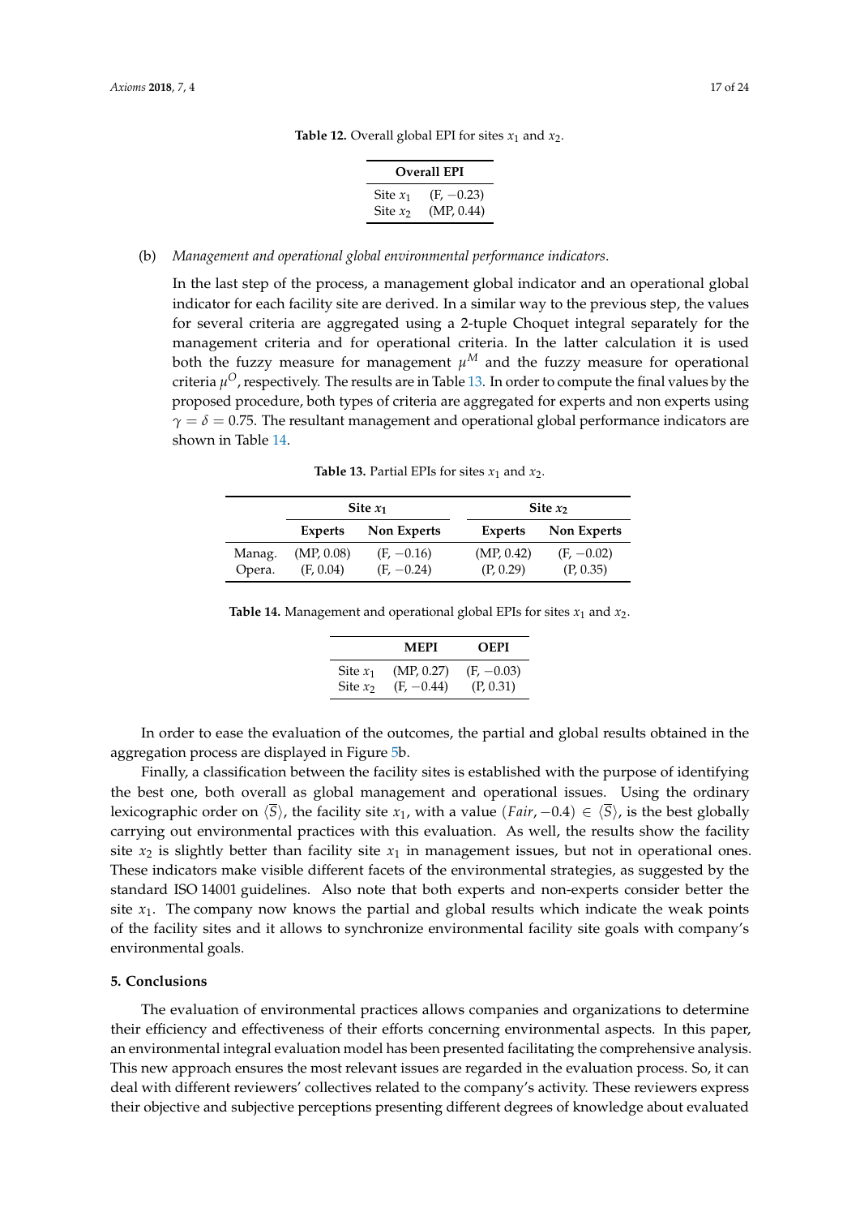**Table 12.** Overall global EPI for sites $x_1$ and $x_2$.

| | Overall EPI |
|---|---|
| Site $x_1$ | (F, −0.23) |
| Site $x_2$ | (MP, 0.44) |

(b) *Management and operational global environmental performance indicators.*

In the last step of the process, a management global indicator and an operational global indicator for each facility site are derived. In a similar way to the previous step, the values for several criteria are aggregated using a 2-tuple Choquet integral separately for the management criteria and for operational criteria. In the latter calculation it is used both the fuzzy measure for management $\mu^M$ and the fuzzy measure for operational criteria $\mu^O$, respectively. The results are in Table 13. In order to compute the final values by the proposed procedure, both types of criteria are aggregated for experts and non experts using $\gamma = \delta = 0.75$. The resultant management and operational global performance indicators are shown in Table 14.

**Table 13.** Partial EPIs for sites $x_1$ and $x_2$.

| | Site $x_1$ | | Site $x_2$ | |
|---|---|---|---|---|
| | **Experts** | **Non Experts** | **Experts** | **Non Experts** |
| Manag. | (MP, 0.08) | (F, −0.16) | (MP, 0.42) | (F, −0.02) |
| Opera. | (F, 0.04) | (F, −0.24) | (P, 0.29) | (P, 0.35) |

**Table 14.** Management and operational global EPIs for sites $x_1$ and $x_2$.

| | MEPI | OEPI |
|---|---|---|
| Site $x_1$ | (MP, 0.27) | (F, −0.03) |
| Site $x_2$ | (F, −0.44) | (P, 0.31) |

In order to ease the evaluation of the outcomes, the partial and global results obtained in the aggregation process are displayed in Figure 5b.

Finally, a classification between the facility sites is established with the purpose of identifying the best one, both overall as global management and operational issues. Using the ordinary lexicographic order on $\langle \overline{S} \rangle$, the facility site $x_1$, with a value $(Fair, -0.4) \in \langle \overline{S} \rangle$, is the best globally carrying out environmental practices with this evaluation. As well, the results show the facility site $x_2$ is slightly better than facility site $x_1$ in management issues, but not in operational ones. These indicators make visible different facets of the environmental strategies, as suggested by the standard ISO 14001 guidelines. Also note that both experts and non-experts consider better the site $x_1$. The company now knows the partial and global results which indicate the weak points of the facility sites and it allows to synchronize environmental facility site goals with company's environmental goals.

## 5. Conclusions

The evaluation of environmental practices allows companies and organizations to determine their efficiency and effectiveness of their efforts concerning environmental aspects. In this paper, an environmental integral evaluation model has been presented facilitating the comprehensive analysis. This new approach ensures the most relevant issues are regarded in the evaluation process. So, it can deal with different reviewers' collectives related to the company's activity. These reviewers express their objective and subjective perceptions presenting different degrees of knowledge about evaluated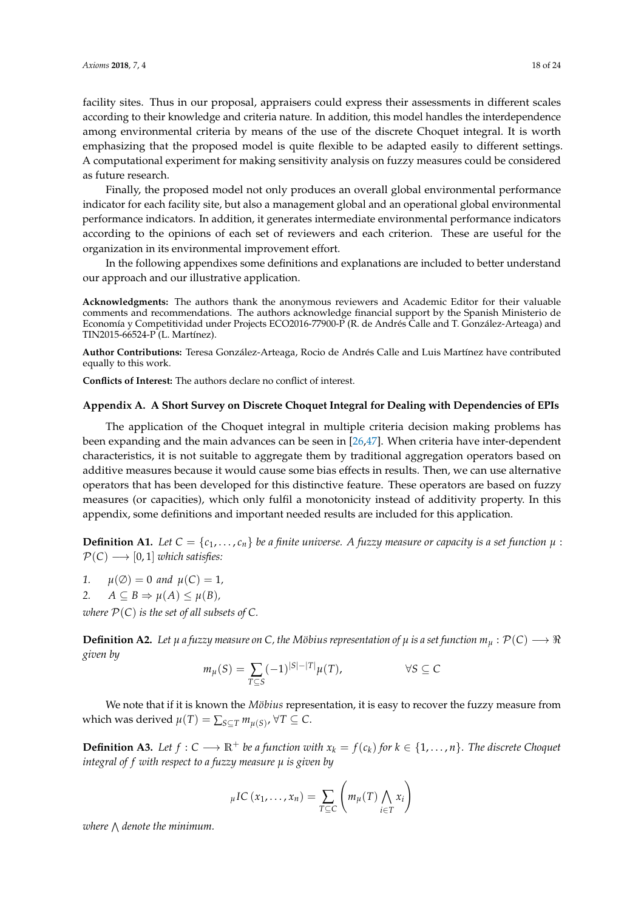facility sites. Thus in our proposal, appraisers could express their assessments in different scales according to their knowledge and criteria nature. In addition, this model handles the interdependence among environmental criteria by means of the use of the discrete Choquet integral. It is worth emphasizing that the proposed model is quite flexible to be adapted easily to different settings. A computational experiment for making sensitivity analysis on fuzzy measures could be considered as future research.

Finally, the proposed model not only produces an overall global environmental performance indicator for each facility site, but also a management global and an operational global environmental performance indicators. In addition, it generates intermediate environmental performance indicators according to the opinions of each set of reviewers and each criterion. These are useful for the organization in its environmental improvement effort.

In the following appendixes some definitions and explanations are included to better understand our approach and our illustrative application.

**Acknowledgments:** The authors thank the anonymous reviewers and Academic Editor for their valuable comments and recommendations. The authors acknowledge financial support by the Spanish Ministerio de Economía y Competitividad under Projects ECO2016-77900-P (R. de Andrés Calle and T. González-Arteaga) and TIN2015-66524-P (L. Martínez).

**Author Contributions:** Teresa González-Arteaga, Rocio de Andrés Calle and Luis Martínez have contributed equally to this work.

**Conflicts of Interest:** The authors declare no conflict of interest.

## Appendix A. A Short Survey on Discrete Choquet Integral for Dealing with Dependencies of EPIs

The application of the Choquet integral in multiple criteria decision making problems has been expanding and the main advances can be seen in [26,47]. When criteria have inter-dependent characteristics, it is not suitable to aggregate them by traditional aggregation operators based on additive measures because it would cause some bias effects in results. Then, we can use alternative operators that has been developed for this distinctive feature. These operators are based on fuzzy measures (or capacities), which only fulfil a monotonicity instead of additivity property. In this appendix, some definitions and important needed results are included for this application.

**Definition A1.** *Let $C = \{c_1, \ldots, c_n\}$ be a finite universe. A fuzzy measure or capacity is a set function $\mu : \mathcal{P}(C) \longrightarrow [0,1]$ which satisfies:*

1. $\mu(\emptyset) = 0$ *and* $\mu(C) = 1$,
2. $A \subseteq B \Rightarrow \mu(A) \leq \mu(B)$,

*where $\mathcal{P}(C)$ is the set of all subsets of $C$.*

**Definition A2.** *Let $\mu$ a fuzzy measure on $C$, the Möbius representation of $\mu$ is a set function $m_\mu : \mathcal{P}(C) \longrightarrow \Re$ given by*

$$m_\mu(S) = \sum_{T \subseteq S} (-1)^{|S|-|T|} \mu(T), \qquad \forall S \subseteq C$$

We note that if it is known the *Möbius* representation, it is easy to recover the fuzzy measure from which was derived $\mu(T) = \sum_{S \subseteq T} m_{\mu(S)}, \forall T \subseteq C$.

**Definition A3.** *Let $f : C \longrightarrow \mathbb{R}^+$ be a function with $x_k = f(c_k)$ for $k \in \{1, \ldots, n\}$. The discrete Choquet integral of $f$ with respect to a fuzzy measure $\mu$ is given by*

$${}_{\mu}IC\left(x_1, \ldots, x_n\right) = \sum_{T \subseteq C} \left( m_\mu(T) \bigwedge_{i \in T} x_i \right)$$

*where $\bigwedge$ denote the minimum.*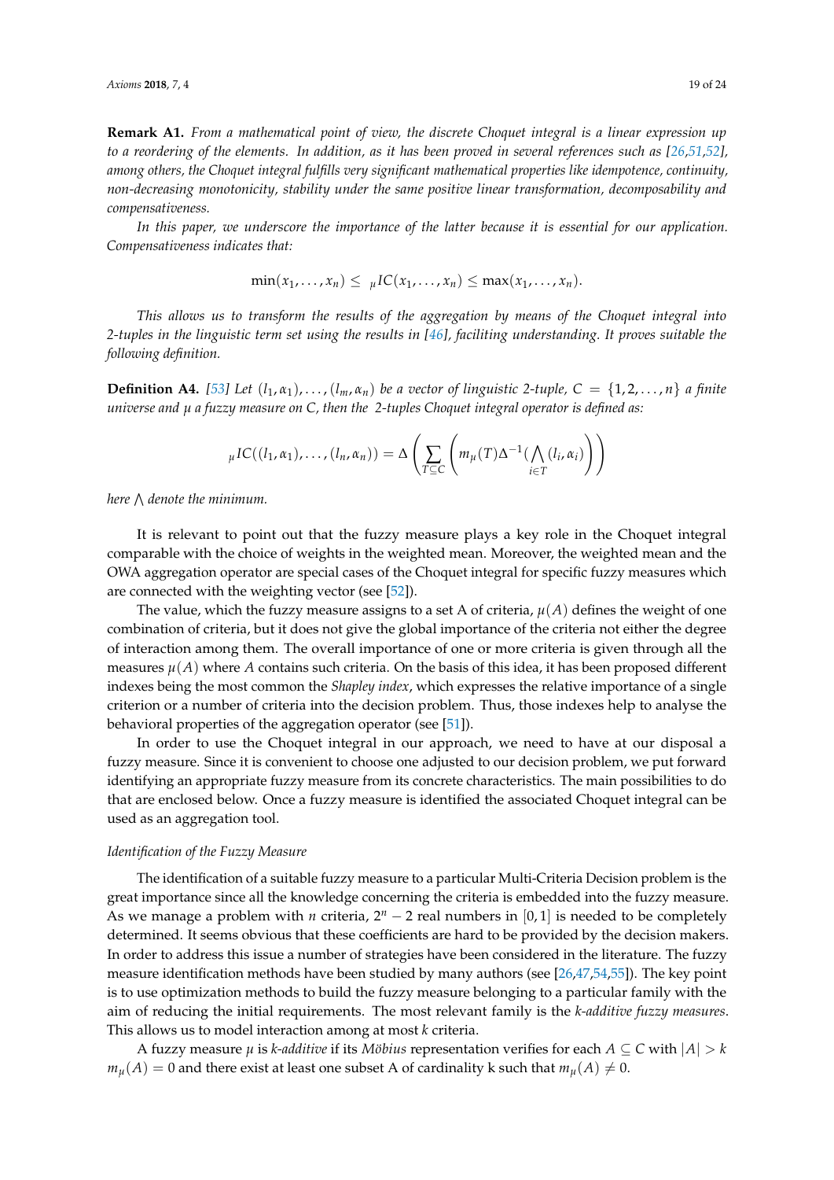**Remark A1.** *From a mathematical point of view, the discrete Choquet integral is a linear expression up to a reordering of the elements. In addition, as it has been proved in several references such as [26,51,52], among others, the Choquet integral fulfills very significant mathematical properties like idempotence, continuity, non-decreasing monotonicity, stability under the same positive linear transformation, decomposability and compensativeness.*

*In this paper, we underscore the importance of the latter because it is essential for our application. Compensativeness indicates that:*

$$\min(x_1, \ldots, x_n) \leq \ _{\mu}IC(x_1, \ldots, x_n) \leq \max(x_1, \ldots, x_n).$$

*This allows us to transform the results of the aggregation by means of the Choquet integral into 2-tuples in the linguistic term set using the results in [46], faciliting understanding. It proves suitable the following definition.*

**Definition A4.** *[53] Let $(l_1, \alpha_1), \ldots, (l_m, \alpha_n)$ be a vector of linguistic 2-tuple, $C = \{1, 2, \ldots, n\}$ a finite universe and $\mu$ a fuzzy measure on $C$, then the 2-tuples Choquet integral operator is defined as:*

$$_{\mu}IC((l_1, \alpha_1), \ldots, (l_n, \alpha_n)) = \Delta \left( \sum_{T \subseteq C} \left( m_{\mu}(T) \Delta^{-1} (\bigwedge_{i \in T} (l_i, \alpha_i) \right) \right)$$

*here $\bigwedge$ denote the minimum.*

It is relevant to point out that the fuzzy measure plays a key role in the Choquet integral comparable with the choice of weights in the weighted mean. Moreover, the weighted mean and the OWA aggregation operator are special cases of the Choquet integral for specific fuzzy measures which are connected with the weighting vector (see [52]).

The value, which the fuzzy measure assigns to a set A of criteria, $\mu(A)$ defines the weight of one combination of criteria, but it does not give the global importance of the criteria not either the degree of interaction among them. The overall importance of one or more criteria is given through all the measures $\mu(A)$ where $A$ contains such criteria. On the basis of this idea, it has been proposed different indexes being the most common the *Shapley index*, which expresses the relative importance of a single criterion or a number of criteria into the decision problem. Thus, those indexes help to analyse the behavioral properties of the aggregation operator (see [51]).

In order to use the Choquet integral in our approach, we need to have at our disposal a fuzzy measure. Since it is convenient to choose one adjusted to our decision problem, we put forward identifying an appropriate fuzzy measure from its concrete characteristics. The main possibilities to do that are enclosed below. Once a fuzzy measure is identified the associated Choquet integral can be used as an aggregation tool.

*Identification of the Fuzzy Measure*

The identification of a suitable fuzzy measure to a particular Multi-Criteria Decision problem is the great importance since all the knowledge concerning the criteria is embedded into the fuzzy measure. As we manage a problem with $n$ criteria, $2^n - 2$ real numbers in $[0, 1]$ is needed to be completely determined. It seems obvious that these coefficients are hard to be provided by the decision makers. In order to address this issue a number of strategies have been considered in the literature. The fuzzy measure identification methods have been studied by many authors (see [26,47,54,55]). The key point is to use optimization methods to build the fuzzy measure belonging to a particular family with the aim of reducing the initial requirements. The most relevant family is the *k-additive fuzzy measures*. This allows us to model interaction among at most $k$ criteria.

A fuzzy measure $\mu$ is *k-additive* if its *Möbius* representation verifies for each $A \subseteq C$ with $|A| > k$ $m_{\mu}(A) = 0$ and there exist at least one subset A of cardinality k such that $m_{\mu}(A) \neq 0$.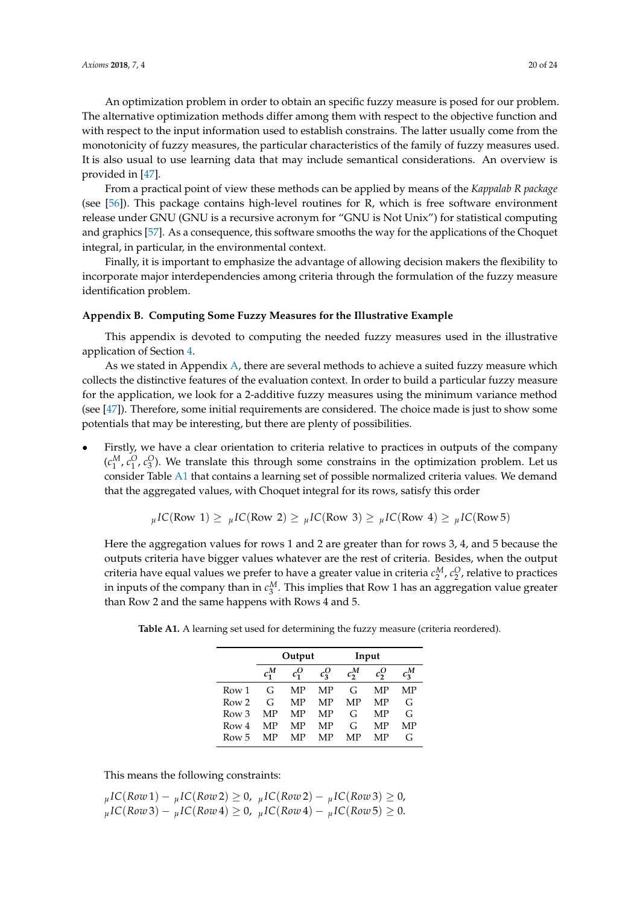An optimization problem in order to obtain an specific fuzzy measure is posed for our problem. The alternative optimization methods differ among them with respect to the objective function and with respect to the input information used to establish constrains. The latter usually come from the monotonicity of fuzzy measures, the particular characteristics of the family of fuzzy measures used. It is also usual to use learning data that may include semantical considerations. An overview is provided in [47].

From a practical point of view these methods can be applied by means of the *Kappalab R package* (see [56]). This package contains high-level routines for R, which is free software environment release under GNU (GNU is a recursive acronym for "GNU is Not Unix") for statistical computing and graphics [57]. As a consequence, this software smooths the way for the applications of the Choquet integral, in particular, in the environmental context.

Finally, it is important to emphasize the advantage of allowing decision makers the flexibility to incorporate major interdependencies among criteria through the formulation of the fuzzy measure identification problem.

## Appendix B. Computing Some Fuzzy Measures for the Illustrative Example

This appendix is devoted to computing the needed fuzzy measures used in the illustrative application of Section 4.

As we stated in Appendix A, there are several methods to achieve a suited fuzzy measure which collects the distinctive features of the evaluation context. In order to build a particular fuzzy measure for the application, we look for a 2-additive fuzzy measures using the minimum variance method (see [47]). Therefore, some initial requirements are considered. The choice made is just to show some potentials that may be interesting, but there are plenty of possibilities.

- Firstly, we have a clear orientation to criteria relative to practices in outputs of the company ($c_1^M$, $c_1^O$, $c_3^O$). We translate this through some constrains in the optimization problem. Let us consider Table A1 that contains a learning set of possible normalized criteria values. We demand that the aggregated values, with Choquet integral for its rows, satisfy this order

$$_{\mu}IC(\text{Row }1) \geq \ _{\mu}IC(\text{Row }2) \geq \ _{\mu}IC(\text{Row }3) \geq \ _{\mu}IC(\text{Row }4) \geq \ _{\mu}IC(\text{Row }5)$$

Here the aggregation values for rows 1 and 2 are greater than for rows 3, 4, and 5 because the outputs criteria have bigger values whatever are the rest of criteria. Besides, when the output criteria have equal values we prefer to have a greater value in criteria $c_2^M$, $c_2^O$, relative to practices in inputs of the company than in $c_3^M$. This implies that Row 1 has an aggregation value greater than Row 2 and the same happens with Rows 4 and 5.

**Table A1.** A learning set used for determining the fuzzy measure (criteria reordered).

| | Output | | | Input | | |
|---|---|---|---|---|---|---|
| | $c_1^M$ | $c_1^O$ | $c_3^O$ | $c_2^M$ | $c_2^O$ | $c_3^M$ |
| Row 1 | G | MP | MP | G | MP | MP |
| Row 2 | G | MP | MP | MP | MP | G |
| Row 3 | MP | MP | MP | G | MP | G |
| Row 4 | MP | MP | MP | G | MP | MP |
| Row 5 | MP | MP | MP | MP | MP | G |

This means the following constraints:

$$_{\mu}IC(Row\,1) - \ _{\mu}IC(Row\,2) \geq 0, \ \ _{\mu}IC(Row\,2) - \ _{\mu}IC(Row\,3) \geq 0,$$
$$_{\mu}IC(Row\,3) - \ _{\mu}IC(Row\,4) \geq 0, \ \ _{\mu}IC(Row\,4) - \ _{\mu}IC(Row\,5) \geq 0.$$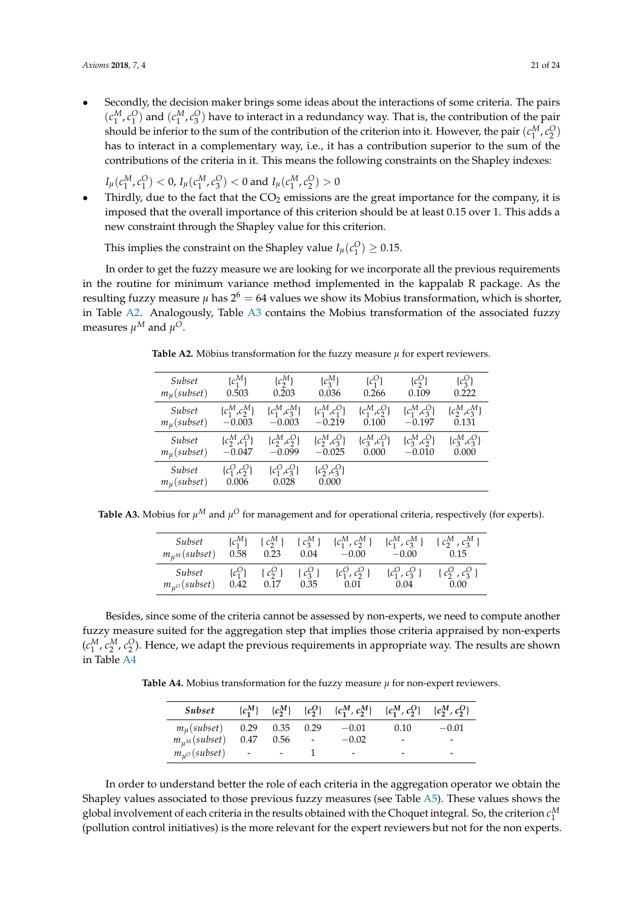- Secondly, the decision maker brings some ideas about the interactions of some criteria. The pairs $(c_1^M, c_1^O)$ and $(c_1^M, c_3^O)$ have to interact in a redundancy way. That is, the contribution of the pair should be inferior to the sum of the contribution of the criterion into it. However, the pair $(c_1^M, c_2^O)$ has to interact in a complementary way, i.e., it has a contribution superior to the sum of the contributions of the criteria in it. This means the following constraints on the Shapley indexes:

  $I_\mu(c_1^M, c_1^O) < 0$, $I_\mu(c_1^M, c_3^O) < 0$ and $I_\mu(c_1^M, c_2^O) > 0$
- Thirdly, due to the fact that the $CO_2$ emissions are the great importance for the company, it is imposed that the overall importance of this criterion should be at least 0.15 over 1. This adds a new constraint through the Shapley value for this criterion.

  This implies the constraint on the Shapley value $I_\mu(c_1^O) \geq 0.15$.

In order to get the fuzzy measure we are looking for we incorporate all the previous requirements in the routine for minimum variance method implemented in the kappalab R package. As the resulting fuzzy measure $\mu$ has $2^6 = 64$ values we show its Mobius transformation, which is shorter, in Table A2. Analogously, Table A3 contains the Mobius transformation of the associated fuzzy measures $\mu^M$ and $\mu^O$.

**Table A2.** Möbius transformation for the fuzzy measure $\mu$ for expert reviewers.

| *Subset* | $\{c_1^M\}$ | $\{c_2^M\}$ | $\{c_3^M\}$ | $\{c_1^O\}$ | $\{c_2^O\}$ | $\{c_3^O\}$ |
|---|---|---|---|---|---|---|
| $m_\mu(subset)$ | 0.503 | 0.203 | 0.036 | 0.266 | 0.109 | 0.222 |
| *Subset* | $\{c_1^M, c_2^M\}$ | $\{c_1^M, c_3^M\}$ | $\{c_1^M, c_1^O\}$ | $\{c_1^M, c_2^O\}$ | $\{c_1^M, c_3^O\}$ | $\{c_2^M, c_3^M\}$ |
| $m_\mu(subset)$ | −0.003 | −0.003 | −0.219 | 0.100 | −0.197 | 0.131 |
| *Subset* | $\{c_2^M, c_1^O\}$ | $\{c_2^M, c_2^O\}$ | $\{c_2^M, c_3^O\}$ | $\{c_3^M, c_1^O\}$ | $\{c_3^M, c_2^O\}$ | $\{c_3^M, c_3^O\}$ |
| $m_\mu(subset)$ | −0.047 | −0.099 | −0.025 | 0.000 | −0.010 | 0.000 |
| *Subset* | $\{c_1^O, c_2^O\}$ | $\{c_1^O, c_3^O\}$ | $\{c_2^O, c_3^O\}$ | | | |
| $m_\mu(subset)$ | 0.006 | 0.028 | 0.000 | | | |

**Table A3.** Mobius for $\mu^M$ and $\mu^O$ for management and for operational criteria, respectively (for experts).

| *Subset* | $\{c_1^M\}$ | $\{c_2^M\}$ | $\{c_3^M\}$ | $\{c_1^M, c_2^M\}$ | $\{c_1^M, c_3^M\}$ | $\{c_2^M, c_3^M\}$ |
|---|---|---|---|---|---|---|
| $m_{\mu^M}(subset)$ | 0.58 | 0.23 | 0.04 | −0.00 | −0.00 | 0.15 |
| *Subset* | $\{c_1^O\}$ | $\{c_2^O\}$ | $\{c_3^O\}$ | $\{c_1^O, c_2^O\}$ | $\{c_1^O, c_3^O\}$ | $\{c_2^O, c_3^O\}$ |
| $m_{\mu^O}(subset)$ | 0.42 | 0.17 | 0.35 | 0.01 | 0.04 | 0.00 |

Besides, since some of the criteria cannot be assessed by non-experts, we need to compute another fuzzy measure suited for the aggregation step that implies those criteria appraised by non-experts $(c_1^M, c_2^M, c_2^O)$. Hence, we adapt the previous requirements in appropriate way. The results are shown in Table A4

**Table A4.** Mobius transformation for the fuzzy measure $\mu$ for non-expert reviewers.

| ***Subset*** | $\{c_1^M\}$ | $\{c_2^M\}$ | $\{c_2^O\}$ | $\{c_1^M, c_2^M\}$ | $\{c_1^M, c_2^O\}$ | $\{c_2^M, c_2^O\}$ |
|---|---|---|---|---|---|---|
| $m_\mu(subset)$ | 0.29 | 0.35 | 0.29 | −0.01 | 0.10 | −0.01 |
| $m_{\mu^M}(subset)$ | 0.47 | 0.56 | - | −0.02 | - | - |
| $m_{\mu^O}(subset)$ | - | - | 1 | - | - | - |

In order to understand better the role of each criteria in the aggregation operator we obtain the Shapley values associated to those previous fuzzy measures (see Table A5). These values shows the global involvement of each criteria in the results obtained with the Choquet integral. So, the criterion $c_1^M$ (pollution control initiatives) is the more relevant for the expert reviewers but not for the non experts.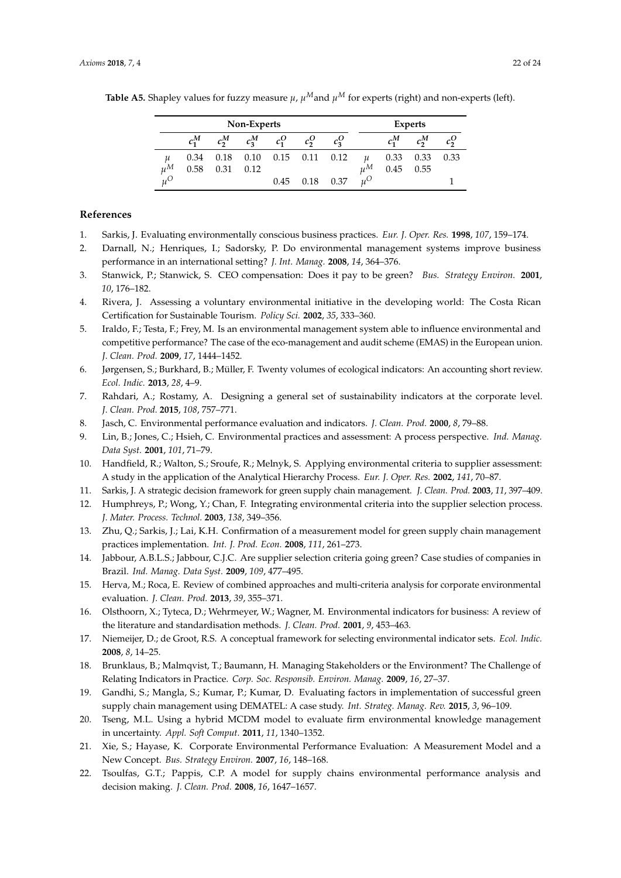**Table A5.** Shapley values for fuzzy measure $\mu$, $\mu^M$and $\mu^M$ for experts (right) and non-experts (left).

| | Non-Experts | | | | | | | Experts | | |
|---|---|---|---|---|---|---|---|---|---|---|
| | $c_1^M$ | $c_2^M$ | $c_3^M$ | $c_1^O$ | $c_2^O$ | $c_3^O$ | | $c_1^M$ | $c_2^M$ | $c_2^O$ |
| $\mu$ | 0.34 | 0.18 | 0.10 | 0.15 | 0.11 | 0.12 | $\mu$ | 0.33 | 0.33 | 0.33 |
| $\mu^M$ | 0.58 | 0.31 | 0.12 | | | | $\mu^M$ | 0.45 | 0.55 | |
| $\mu^O$ | | | | 0.45 | 0.18 | 0.37 | $\mu^O$ | | | 1 |

## References

1. Sarkis, J. Evaluating environmentally conscious business practices. *Eur. J. Oper. Res.* **1998**, *107*, 159–174.
2. Darnall, N.; Henriques, I.; Sadorsky, P. Do environmental management systems improve business performance in an international setting? *J. Int. Manag.* **2008**, *14*, 364–376.
3. Stanwick, P.; Stanwick, S. CEO compensation: Does it pay to be green? *Bus. Strategy Environ.* **2001**, *10*, 176–182.
4. Rivera, J. Assessing a voluntary environmental initiative in the developing world: The Costa Rican Certification for Sustainable Tourism. *Policy Sci.* **2002**, *35*, 333–360.
5. Iraldo, F.; Testa, F.; Frey, M. Is an environmental management system able to influence environmental and competitive performance? The case of the eco-management and audit scheme (EMAS) in the European union. *J. Clean. Prod.* **2009**, *17*, 1444–1452.
6. Jørgensen, S.; Burkhard, B.; Müller, F. Twenty volumes of ecological indicators: An accounting short review. *Ecol. Indic.* **2013**, *28*, 4–9.
7. Rahdari, A.; Rostamy, A. Designing a general set of sustainability indicators at the corporate level. *J. Clean. Prod.* **2015**, *108*, 757–771.
8. Jasch, C. Environmental performance evaluation and indicators. *J. Clean. Prod.* **2000**, *8*, 79–88.
9. Lin, B.; Jones, C.; Hsieh, C. Environmental practices and assessment: A process perspective. *Ind. Manag. Data Syst.* **2001**, *101*, 71–79.
10. Handfield, R.; Walton, S.; Sroufe, R.; Melnyk, S. Applying environmental criteria to supplier assessment: A study in the application of the Analytical Hierarchy Process. *Eur. J. Oper. Res.* **2002**, *141*, 70–87.
11. Sarkis, J. A strategic decision framework for green supply chain management. *J. Clean. Prod.* **2003**, *11*, 397–409.
12. Humphreys, P.; Wong, Y.; Chan, F. Integrating environmental criteria into the supplier selection process. *J. Mater. Process. Technol.* **2003**, *138*, 349–356.
13. Zhu, Q.; Sarkis, J.; Lai, K.H. Confirmation of a measurement model for green supply chain management practices implementation. *Int. J. Prod. Econ.* **2008**, *111*, 261–273.
14. Jabbour, A.B.L.S.; Jabbour, C.J.C. Are supplier selection criteria going green? Case studies of companies in Brazil. *Ind. Manag. Data Syst.* **2009**, *109*, 477–495.
15. Herva, M.; Roca, E. Review of combined approaches and multi-criteria analysis for corporate environmental evaluation. *J. Clean. Prod.* **2013**, *39*, 355–371.
16. Olsthoorn, X.; Tyteca, D.; Wehrmeyer, W.; Wagner, M. Environmental indicators for business: A review of the literature and standardisation methods. *J. Clean. Prod.* **2001**, *9*, 453–463.
17. Niemeijer, D.; de Groot, R.S. A conceptual framework for selecting environmental indicator sets. *Ecol. Indic.* **2008**, *8*, 14–25.
18. Brunklaus, B.; Malmqvist, T.; Baumann, H. Managing Stakeholders or the Environment? The Challenge of Relating Indicators in Practice. *Corp. Soc. Responsib. Environ. Manag.* **2009**, *16*, 27–37.
19. Gandhi, S.; Mangla, S.; Kumar, P.; Kumar, D. Evaluating factors in implementation of successful green supply chain management using DEMATEL: A case study. *Int. Strateg. Manag. Rev.* **2015**, *3*, 96–109.
20. Tseng, M.L. Using a hybrid MCDM model to evaluate firm environmental knowledge management in uncertainty. *Appl. Soft Comput.* **2011**, *11*, 1340–1352.
21. Xie, S.; Hayase, K. Corporate Environmental Performance Evaluation: A Measurement Model and a New Concept. *Bus. Strategy Environ.* **2007**, *16*, 148–168.
22. Tsoulfas, G.T.; Pappis, C.P. A model for supply chains environmental performance analysis and decision making. *J. Clean. Prod.* **2008**, *16*, 1647–1657.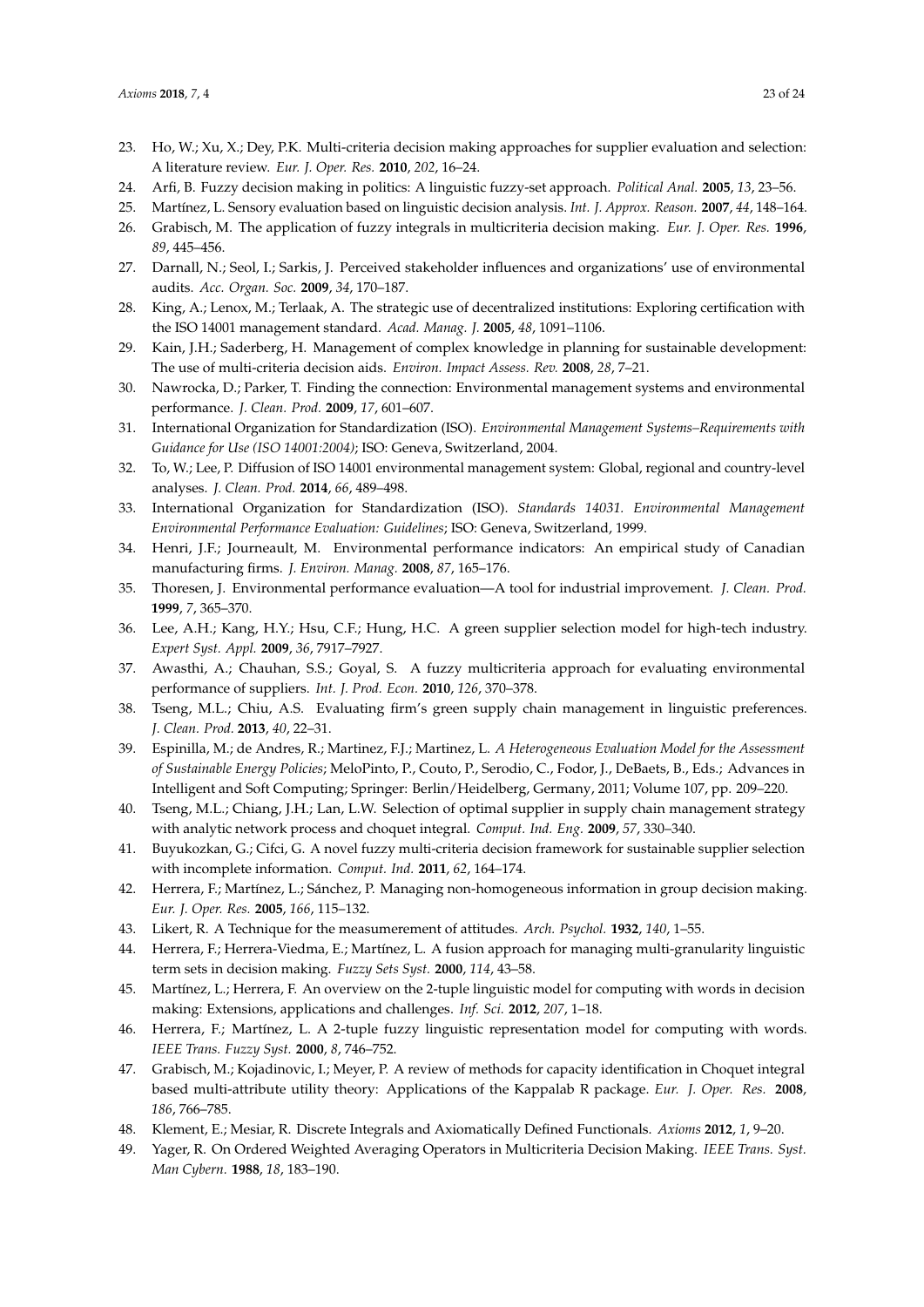23. Ho, W.; Xu, X.; Dey, P.K. Multi-criteria decision making approaches for supplier evaluation and selection: A literature review. *Eur. J. Oper. Res.* **2010**, *202*, 16–24.
24. Arfi, B. Fuzzy decision making in politics: A linguistic fuzzy-set approach. *Political Anal.* **2005**, *13*, 23–56.
25. Martínez, L. Sensory evaluation based on linguistic decision analysis. *Int. J. Approx. Reason.* **2007**, *44*, 148–164.
26. Grabisch, M. The application of fuzzy integrals in multicriteria decision making. *Eur. J. Oper. Res.* **1996**, *89*, 445–456.
27. Darnall, N.; Seol, I.; Sarkis, J. Perceived stakeholder influences and organizations' use of environmental audits. *Acc. Organ. Soc.* **2009**, *34*, 170–187.
28. King, A.; Lenox, M.; Terlaak, A. The strategic use of decentralized institutions: Exploring certification with the ISO 14001 management standard. *Acad. Manag. J.* **2005**, *48*, 1091–1106.
29. Kain, J.H.; Saderberg, H. Management of complex knowledge in planning for sustainable development: The use of multi-criteria decision aids. *Environ. Impact Assess. Rev.* **2008**, *28*, 7–21.
30. Nawrocka, D.; Parker, T. Finding the connection: Environmental management systems and environmental performance. *J. Clean. Prod.* **2009**, *17*, 601–607.
31. International Organization for Standardization (ISO). *Environmental Management Systems–Requirements with Guidance for Use (ISO 14001:2004)*; ISO: Geneva, Switzerland, 2004.
32. To, W.; Lee, P. Diffusion of ISO 14001 environmental management system: Global, regional and country-level analyses. *J. Clean. Prod.* **2014**, *66*, 489–498.
33. International Organization for Standardization (ISO). *Standards 14031. Environmental Management Environmental Performance Evaluation: Guidelines*; ISO: Geneva, Switzerland, 1999.
34. Henri, J.F.; Journeault, M. Environmental performance indicators: An empirical study of Canadian manufacturing firms. *J. Environ. Manag.* **2008**, *87*, 165–176.
35. Thoresen, J. Environmental performance evaluation—A tool for industrial improvement. *J. Clean. Prod.* **1999**, *7*, 365–370.
36. Lee, A.H.; Kang, H.Y.; Hsu, C.F.; Hung, H.C. A green supplier selection model for high-tech industry. *Expert Syst. Appl.* **2009**, *36*, 7917–7927.
37. Awasthi, A.; Chauhan, S.S.; Goyal, S. A fuzzy multicriteria approach for evaluating environmental performance of suppliers. *Int. J. Prod. Econ.* **2010**, *126*, 370–378.
38. Tseng, M.L.; Chiu, A.S. Evaluating firm's green supply chain management in linguistic preferences. *J. Clean. Prod.* **2013**, *40*, 22–31.
39. Espinilla, M.; de Andres, R.; Martinez, F.J.; Martinez, L. *A Heterogeneous Evaluation Model for the Assessment of Sustainable Energy Policies*; MeloPinto, P., Couto, P., Serodio, C., Fodor, J., DeBaets, B., Eds.; Advances in Intelligent and Soft Computing; Springer: Berlin/Heidelberg, Germany, 2011; Volume 107, pp. 209–220.
40. Tseng, M.L.; Chiang, J.H.; Lan, L.W. Selection of optimal supplier in supply chain management strategy with analytic network process and choquet integral. *Comput. Ind. Eng.* **2009**, *57*, 330–340.
41. Buyukozkan, G.; Cifci, G. A novel fuzzy multi-criteria decision framework for sustainable supplier selection with incomplete information. *Comput. Ind.* **2011**, *62*, 164–174.
42. Herrera, F.; Martínez, L.; Sánchez, P. Managing non-homogeneous information in group decision making. *Eur. J. Oper. Res.* **2005**, *166*, 115–132.
43. Likert, R. A Technique for the measumerement of attitudes. *Arch. Psychol.* **1932**, *140*, 1–55.
44. Herrera, F.; Herrera-Viedma, E.; Martínez, L. A fusion approach for managing multi-granularity linguistic term sets in decision making. *Fuzzy Sets Syst.* **2000**, *114*, 43–58.
45. Martínez, L.; Herrera, F. An overview on the 2-tuple linguistic model for computing with words in decision making: Extensions, applications and challenges. *Inf. Sci.* **2012**, *207*, 1–18.
46. Herrera, F.; Martínez, L. A 2-tuple fuzzy linguistic representation model for computing with words. *IEEE Trans. Fuzzy Syst.* **2000**, *8*, 746–752.
47. Grabisch, M.; Kojadinovic, I.; Meyer, P. A review of methods for capacity identification in Choquet integral based multi-attribute utility theory: Applications of the Kappalab R package. *Eur. J. Oper. Res.* **2008**, *186*, 766–785.
48. Klement, E.; Mesiar, R. Discrete Integrals and Axiomatically Defined Functionals. *Axioms* **2012**, *1*, 9–20.
49. Yager, R. On Ordered Weighted Averaging Operators in Multicriteria Decision Making. *IEEE Trans. Syst. Man Cybern.* **1988**, *18*, 183–190.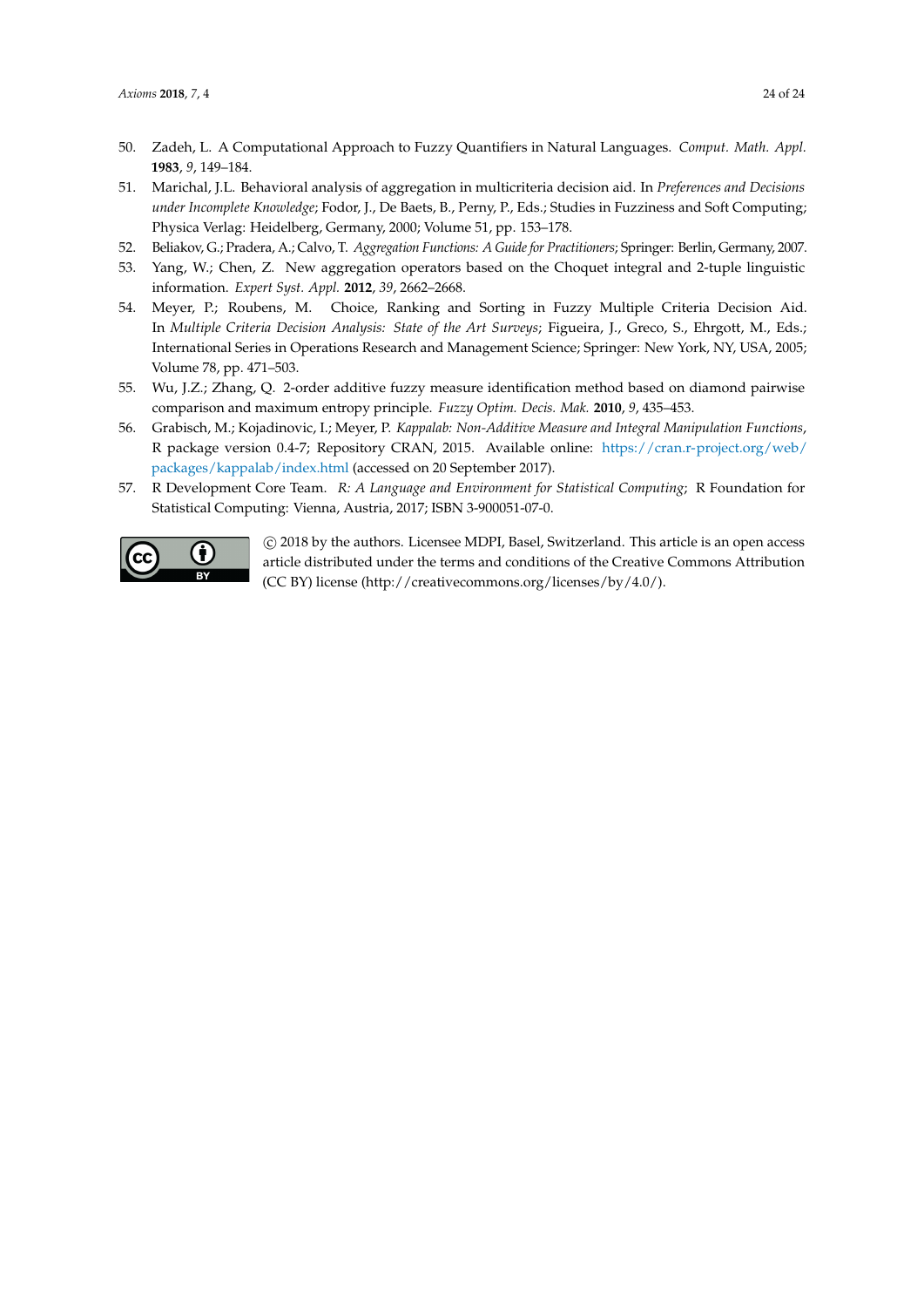50. Zadeh, L. A Computational Approach to Fuzzy Quantifiers in Natural Languages. *Comput. Math. Appl.* **1983**, *9*, 149–184.
51. Marichal, J.L. Behavioral analysis of aggregation in multicriteria decision aid. In *Preferences and Decisions under Incomplete Knowledge*; Fodor, J., De Baets, B., Perny, P., Eds.; Studies in Fuzziness and Soft Computing; Physica Verlag: Heidelberg, Germany, 2000; Volume 51, pp. 153–178.
52. Beliakov, G.; Pradera, A.; Calvo, T. *Aggregation Functions: A Guide for Practitioners*; Springer: Berlin, Germany, 2007.
53. Yang, W.; Chen, Z. New aggregation operators based on the Choquet integral and 2-tuple linguistic information. *Expert Syst. Appl.* **2012**, *39*, 2662–2668.
54. Meyer, P.; Roubens, M. Choice, Ranking and Sorting in Fuzzy Multiple Criteria Decision Aid. In *Multiple Criteria Decision Analysis: State of the Art Surveys*; Figueira, J., Greco, S., Ehrgott, M., Eds.; International Series in Operations Research and Management Science; Springer: New York, NY, USA, 2005; Volume 78, pp. 471–503.
55. Wu, J.Z.; Zhang, Q. 2-order additive fuzzy measure identification method based on diamond pairwise comparison and maximum entropy principle. *Fuzzy Optim. Decis. Mak.* **2010**, *9*, 435–453.
56. Grabisch, M.; Kojadinovic, I.; Meyer, P. *Kappalab: Non-Additive Measure and Integral Manipulation Functions*, R package version 0.4-7; Repository CRAN, 2015. Available online: https://cran.r-project.org/web/packages/kappalab/index.html (accessed on 20 September 2017).
57. R Development Core Team. *R: A Language and Environment for Statistical Computing*; R Foundation for Statistical Computing: Vienna, Austria, 2017; ISBN 3-900051-07-0.

© 2018 by the authors. Licensee MDPI, Basel, Switzerland. This article is an open access article distributed under the terms and conditions of the Creative Commons Attribution (CC BY) license (http://creativecommons.org/licenses/by/4.0/).